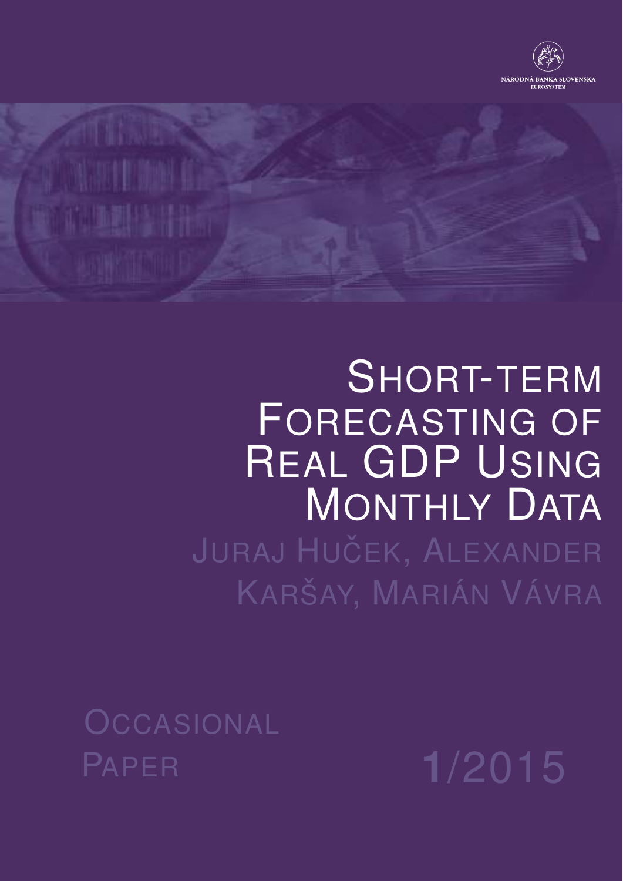NÁRODNÁ BANKA SLOVENSKA
EUROSYSTÉM

# Short-term Forecasting of Real GDP Using Monthly Data

Juraj Huček, Alexander Karšay, Marián Vávra

Occasional Paper

1/2015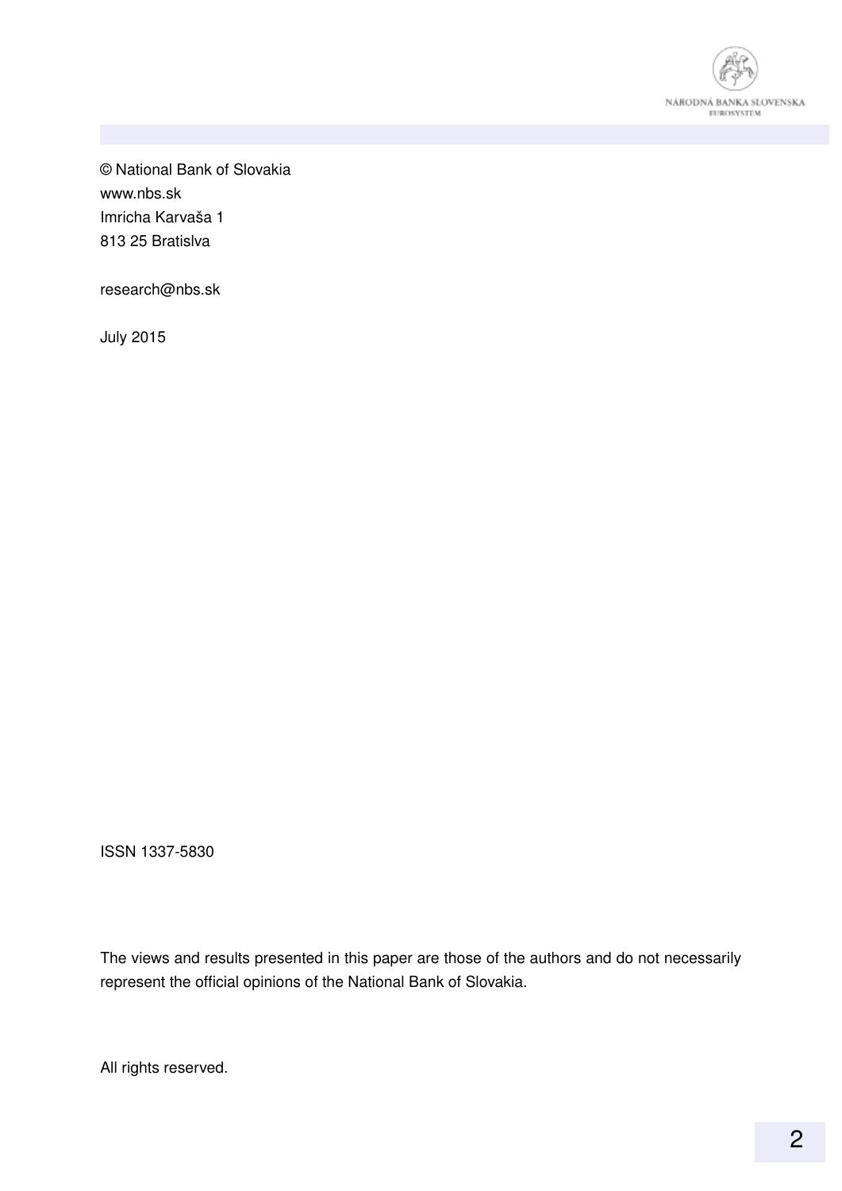© National Bank of Slovakia
www.nbs.sk
Imricha Karvaša 1
813 25 Bratislva

research@nbs.sk

July 2015

ISSN 1337-5830

The views and results presented in this paper are those of the authors and do not necessarily represent the official opinions of the National Bank of Slovakia.

All rights reserved.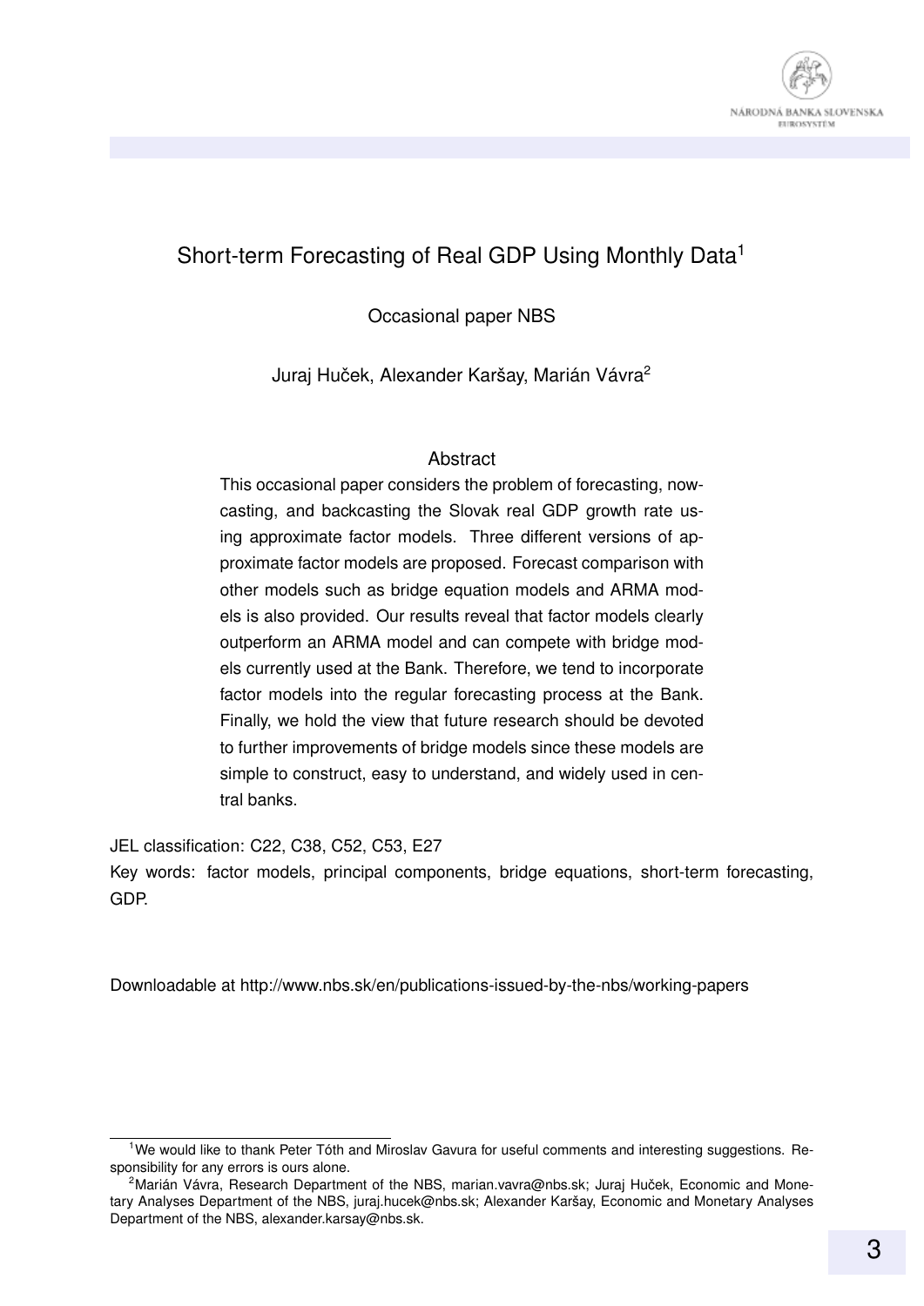# Short-term Forecasting of Real GDP Using Monthly Data[1]

Occasional paper NBS

Juraj Huček, Alexander Karšay, Marián Vávra[2]

## Abstract

This occasional paper considers the problem of forecasting, nowcasting, and backcasting the Slovak real GDP growth rate using approximate factor models. Three different versions of approximate factor models are proposed. Forecast comparison with other models such as bridge equation models and ARMA models is also provided. Our results reveal that factor models clearly outperform an ARMA model and can compete with bridge models currently used at the Bank. Therefore, we tend to incorporate factor models into the regular forecasting process at the Bank. Finally, we hold the view that future research should be devoted to further improvements of bridge models since these models are simple to construct, easy to understand, and widely used in central banks.

JEL classification: C22, C38, C52, C53, E27

Key words: factor models, principal components, bridge equations, short-term forecasting, GDP.

Downloadable at http://www.nbs.sk/en/publications-issued-by-the-nbs/working-papers

---

[1] We would like to thank Peter Tóth and Miroslav Gavura for useful comments and interesting suggestions. Responsibility for any errors is ours alone.

[2] Marián Vávra, Research Department of the NBS, marian.vavra@nbs.sk; Juraj Huček, Economic and Monetary Analyses Department of the NBS, juraj.hucek@nbs.sk; Alexander Karšay, Economic and Monetary Analyses Department of the NBS, alexander.karsay@nbs.sk.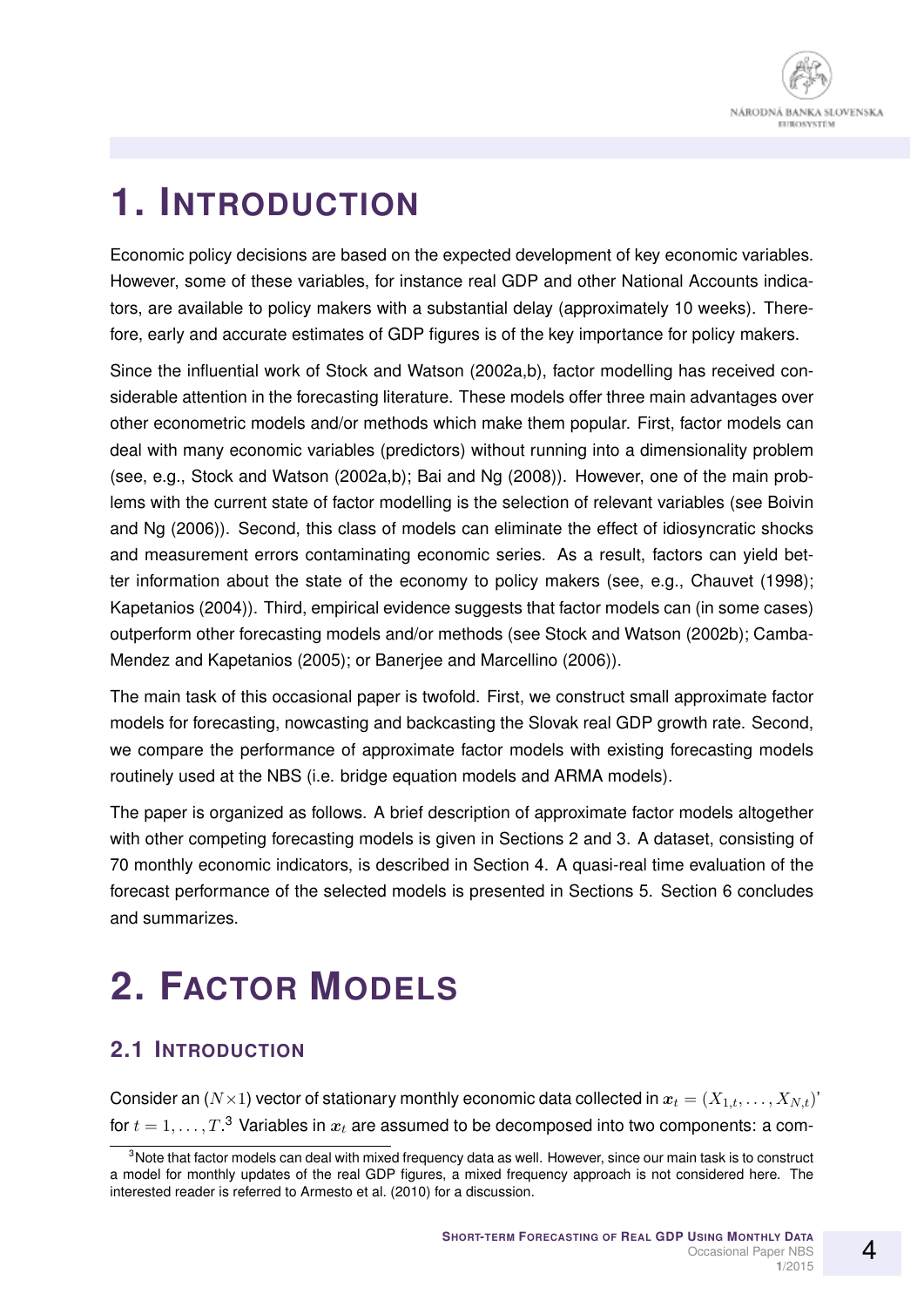# 1. INTRODUCTION

Economic policy decisions are based on the expected development of key economic variables. However, some of these variables, for instance real GDP and other National Accounts indicators, are available to policy makers with a substantial delay (approximately 10 weeks). Therefore, early and accurate estimates of GDP figures is of the key importance for policy makers.

Since the influential work of Stock and Watson (2002a,b), factor modelling has received considerable attention in the forecasting literature. These models offer three main advantages over other econometric models and/or methods which make them popular. First, factor models can deal with many economic variables (predictors) without running into a dimensionality problem (see, e.g., Stock and Watson (2002a,b); Bai and Ng (2008)). However, one of the main problems with the current state of factor modelling is the selection of relevant variables (see Boivin and Ng (2006)). Second, this class of models can eliminate the effect of idiosyncratic shocks and measurement errors contaminating economic series. As a result, factors can yield better information about the state of the economy to policy makers (see, e.g., Chauvet (1998); Kapetanios (2004)). Third, empirical evidence suggests that factor models can (in some cases) outperform other forecasting models and/or methods (see Stock and Watson (2002b); Camba-Mendez and Kapetanios (2005); or Banerjee and Marcellino (2006)).

The main task of this occasional paper is twofold. First, we construct small approximate factor models for forecasting, nowcasting and backcasting the Slovak real GDP growth rate. Second, we compare the performance of approximate factor models with existing forecasting models routinely used at the NBS (i.e. bridge equation models and ARMA models).

The paper is organized as follows. A brief description of approximate factor models altogether with other competing forecasting models is given in Sections 2 and 3. A dataset, consisting of 70 monthly economic indicators, is described in Section 4. A quasi-real time evaluation of the forecast performance of the selected models is presented in Sections 5. Section 6 concludes and summarizes.

# 2. FACTOR MODELS

## 2.1 INTRODUCTION

Consider an $(N \times 1)$ vector of stationary monthly economic data collected in $\boldsymbol{x}_t = (X_{1,t}, \ldots, X_{N,t})'$ for $t = 1, \ldots, T$.[3] Variables in $\boldsymbol{x}_t$ are assumed to be decomposed into two components: a com-

[3] Note that factor models can deal with mixed frequency data as well. However, since our main task is to construct a model for monthly updates of the real GDP figures, a mixed frequency approach is not considered here. The interested reader is referred to Armesto et al. (2010) for a discussion.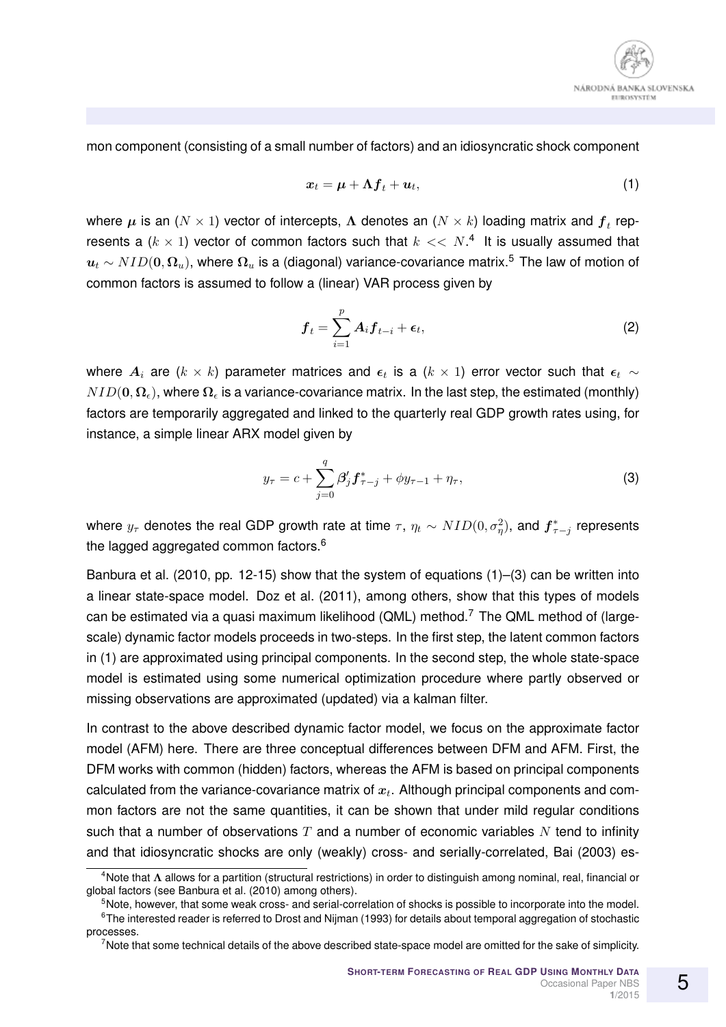mon component (consisting of a small number of factors) and an idiosyncratic shock component

$$\boldsymbol{x}_t = \boldsymbol{\mu} + \boldsymbol{\Lambda} \boldsymbol{f}_t + \boldsymbol{u}_t, \tag{1}$$

where $\boldsymbol{\mu}$ is an $(N \times 1)$ vector of intercepts, $\boldsymbol{\Lambda}$ denotes an $(N \times k)$ loading matrix and $\boldsymbol{f}_t$ represents a $(k \times 1)$ vector of common factors such that $k << N$.[4] It is usually assumed that $\boldsymbol{u}_t \sim NID(\boldsymbol{0}, \boldsymbol{\Omega}_u)$, where $\boldsymbol{\Omega}_u$ is a (diagonal) variance-covariance matrix.[5] The law of motion of common factors is assumed to follow a (linear) VAR process given by

$$\boldsymbol{f}_t = \sum_{i=1}^{p} \boldsymbol{A}_i \boldsymbol{f}_{t-i} + \boldsymbol{\epsilon}_t, \tag{2}$$

where $\boldsymbol{A}_i$ are $(k \times k)$ parameter matrices and $\boldsymbol{\epsilon}_t$ is a $(k \times 1)$ error vector such that $\boldsymbol{\epsilon}_t \sim NID(\boldsymbol{0}, \boldsymbol{\Omega}_\epsilon)$, where $\boldsymbol{\Omega}_\epsilon$ is a variance-covariance matrix. In the last step, the estimated (monthly) factors are temporarily aggregated and linked to the quarterly real GDP growth rates using, for instance, a simple linear ARX model given by

$$y_\tau = c + \sum_{j=0}^{q} \boldsymbol{\beta}_j' \boldsymbol{f}^*_{\tau-j} + \phi y_{\tau-1} + \eta_\tau, \tag{3}$$

where $y_\tau$ denotes the real GDP growth rate at time $\tau$, $\eta_t \sim NID(0, \sigma^2_\eta)$, and $\boldsymbol{f}^*_{\tau-j}$ represents the lagged aggregated common factors.[6]

Banbura et al. (2010, pp. 12-15) show that the system of equations (1)–(3) can be written into a linear state-space model. Doz et al. (2011), among others, show that this types of models can be estimated via a quasi maximum likelihood (QML) method.[7] The QML method of (large-scale) dynamic factor models proceeds in two-steps. In the first step, the latent common factors in (1) are approximated using principal components. In the second step, the whole state-space model is estimated using some numerical optimization procedure where partly observed or missing observations are approximated (updated) via a kalman filter.

In contrast to the above described dynamic factor model, we focus on the approximate factor model (AFM) here. There are three conceptual differences between DFM and AFM. First, the DFM works with common (hidden) factors, whereas the AFM is based on principal components calculated from the variance-covariance matrix of $\boldsymbol{x}_t$. Although principal components and common factors are not the same quantities, it can be shown that under mild regular conditions such that a number of observations $T$ and a number of economic variables $N$ tend to infinity and that idiosyncratic shocks are only (weakly) cross- and serially-correlated, Bai (2003) es-

---

[4] Note that $\boldsymbol{\Lambda}$ allows for a partition (structural restrictions) in order to distinguish among nominal, real, financial or global factors (see Banbura et al. (2010) among others).

[5] Note, however, that some weak cross- and serial-correlation of shocks is possible to incorporate into the model.

[6] The interested reader is referred to Drost and Nijman (1993) for details about temporal aggregation of stochastic processes.

[7] Note that some technical details of the above described state-space model are omitted for the sake of simplicity.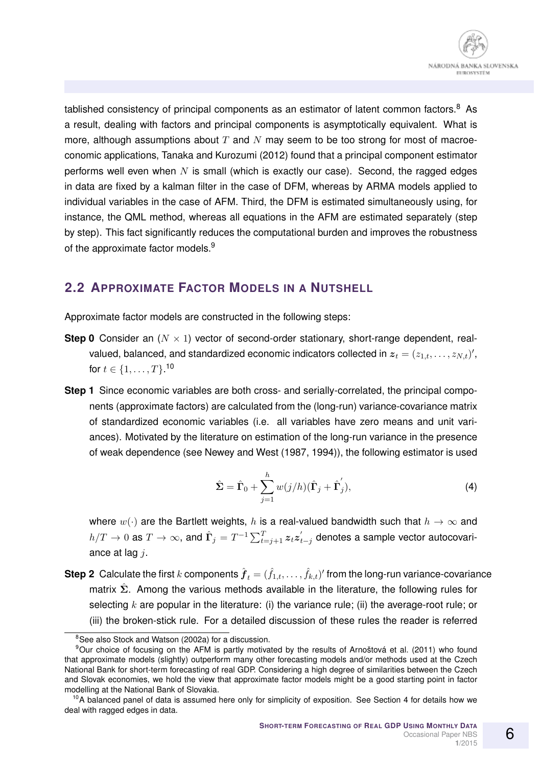tablished consistency of principal components as an estimator of latent common factors.[8] As a result, dealing with factors and principal components is asymptotically equivalent. What is more, although assumptions about $T$ and $N$ may seem to be too strong for most of macroeconomic applications, Tanaka and Kurozumi (2012) found that a principal component estimator performs well even when $N$ is small (which is exactly our case). Second, the ragged edges in data are fixed by a kalman filter in the case of DFM, whereas by ARMA models applied to individual variables in the case of AFM. Third, the DFM is estimated simultaneously using, for instance, the QML method, whereas all equations in the AFM are estimated separately (step by step). This fact significantly reduces the computational burden and improves the robustness of the approximate factor models.[9]

## 2.2 Approximate Factor Models in a Nutshell

Approximate factor models are constructed in the following steps:

**Step 0** Consider an $(N \times 1)$ vector of second-order stationary, short-range dependent, real-valued, balanced, and standardized economic indicators collected in $\boldsymbol{z}_t = (z_{1,t}, \ldots, z_{N,t})'$, for $t \in \{1, \ldots, T\}$.[10]

**Step 1** Since economic variables are both cross- and serially-correlated, the principal components (approximate factors) are calculated from the (long-run) variance-covariance matrix of standardized economic variables (i.e. all variables have zero means and unit variances). Motivated by the literature on estimation of the long-run variance in the presence of weak dependence (see Newey and West (1987, 1994)), the following estimator is used

$$\hat{\boldsymbol{\Sigma}} = \hat{\boldsymbol{\Gamma}}_0 + \sum_{j=1}^{h} w(j/h)(\hat{\boldsymbol{\Gamma}}_j + \hat{\boldsymbol{\Gamma}}_j^{'}), \tag{4}$$

where $w(\cdot)$ are the Bartlett weights, $h$ is a real-valued bandwidth such that $h \to \infty$ and $h/T \to 0$ as $T \to \infty$, and $\hat{\boldsymbol{\Gamma}}_j = T^{-1} \sum_{t=j+1}^{T} \boldsymbol{z}_t \boldsymbol{z}_{t-j}^{'}$ denotes a sample vector autocovariance at lag $j$.

**Step 2** Calculate the first $k$ components $\hat{\boldsymbol{f}}_t = (\hat{f}_{1,t}, \ldots, \hat{f}_{k,t})'$ from the long-run variance-covariance matrix $\hat{\boldsymbol{\Sigma}}$. Among the various methods available in the literature, the following rules for selecting $k$ are popular in the literature: (i) the variance rule; (ii) the average-root rule; or (iii) the broken-stick rule. For a detailed discussion of these rules the reader is referred

---

[8] See also Stock and Watson (2002a) for a discussion.

[9] Our choice of focusing on the AFM is partly motivated by the results of Arnoštová et al. (2011) who found that approximate models (slightly) outperform many other forecasting models and/or methods used at the Czech National Bank for short-term forecasting of real GDP. Considering a high degree of similarities between the Czech and Slovak economies, we hold the view that approximate factor models might be a good starting point in factor modelling at the National Bank of Slovakia.

[10] A balanced panel of data is assumed here only for simplicity of exposition. See Section 4 for details how we deal with ragged edges in data.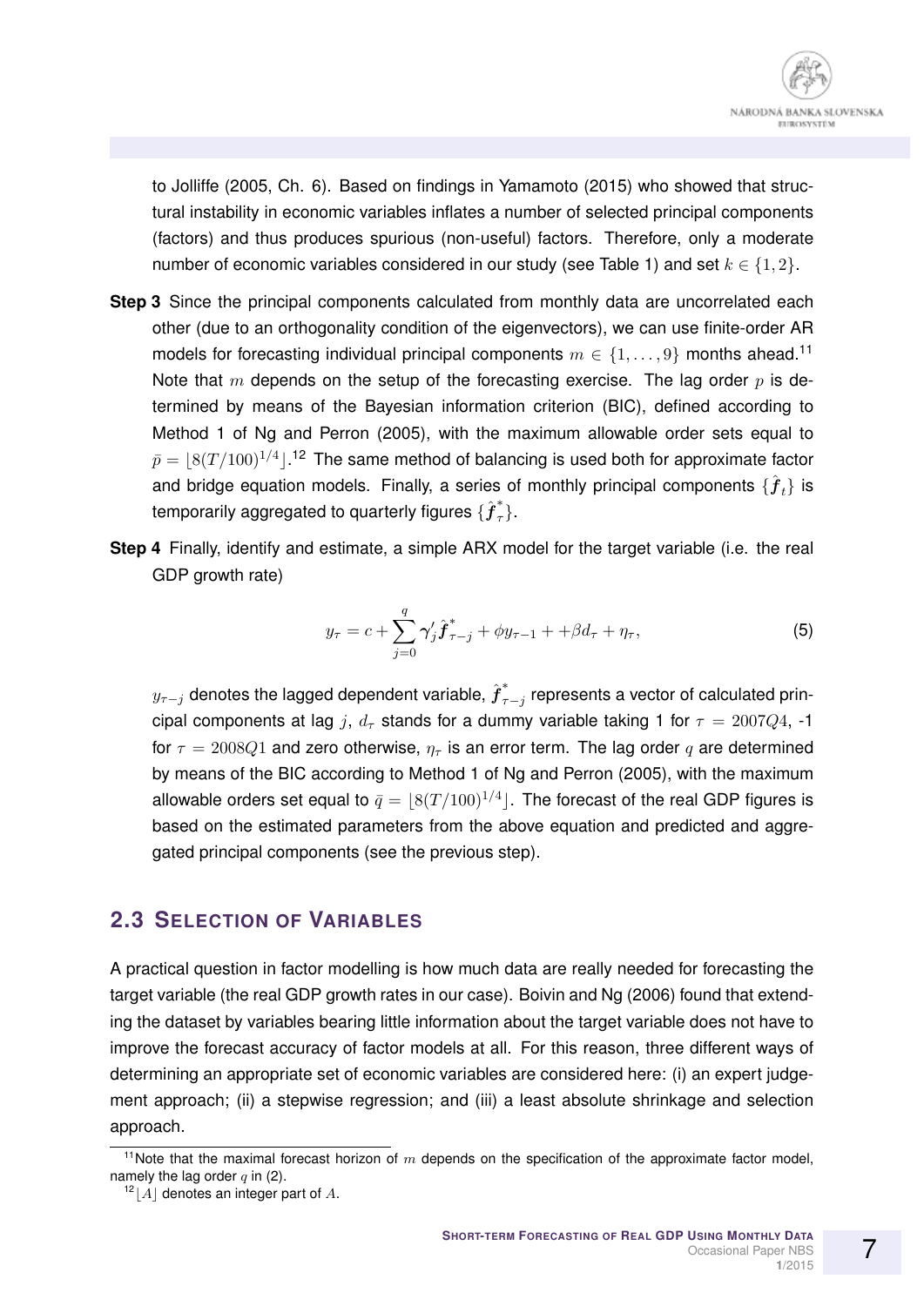to Jolliffe (2005, Ch. 6). Based on findings in Yamamoto (2015) who showed that structural instability in economic variables inflates a number of selected principal components (factors) and thus produces spurious (non-useful) factors. Therefore, only a moderate number of economic variables considered in our study (see Table 1) and set $k \in \{1, 2\}$.

**Step 3** Since the principal components calculated from monthly data are uncorrelated each other (due to an orthogonality condition of the eigenvectors), we can use finite-order AR models for forecasting individual principal components $m \in \{1, \ldots, 9\}$ months ahead.[11] Note that $m$ depends on the setup of the forecasting exercise. The lag order $p$ is determined by means of the Bayesian information criterion (BIC), defined according to Method 1 of Ng and Perron (2005), with the maximum allowable order sets equal to $\bar{p} = \lfloor 8(T/100)^{1/4} \rfloor$.[12] The same method of balancing is used both for approximate factor and bridge equation models. Finally, a series of monthly principal components $\{\hat{\boldsymbol{f}}_t\}$ is temporarily aggregated to quarterly figures $\{\hat{\boldsymbol{f}}^*_\tau\}$.

**Step 4** Finally, identify and estimate, a simple ARX model for the target variable (i.e. the real GDP growth rate)

$$y_\tau = c + \sum_{j=0}^{q} \boldsymbol{\gamma}'_j \hat{\boldsymbol{f}}^*_{\tau-j} + \phi y_{\tau-1} + +\beta d_\tau + \eta_\tau, \tag{5}$$

$y_{\tau-j}$ denotes the lagged dependent variable, $\hat{\boldsymbol{f}}^*_{\tau-j}$ represents a vector of calculated principal components at lag $j$, $d_\tau$ stands for a dummy variable taking 1 for $\tau = 2007Q4$, -1 for $\tau = 2008Q1$ and zero otherwise, $\eta_\tau$ is an error term. The lag order $q$ are determined by means of the BIC according to Method 1 of Ng and Perron (2005), with the maximum allowable orders set equal to $\bar{q} = \lfloor 8(T/100)^{1/4} \rfloor$. The forecast of the real GDP figures is based on the estimated parameters from the above equation and predicted and aggregated principal components (see the previous step).

## 2.3 Selection of Variables

A practical question in factor modelling is how much data are really needed for forecasting the target variable (the real GDP growth rates in our case). Boivin and Ng (2006) found that extending the dataset by variables bearing little information about the target variable does not have to improve the forecast accuracy of factor models at all. For this reason, three different ways of determining an appropriate set of economic variables are considered here: (i) an expert judgement approach; (ii) a stepwise regression; and (iii) a least absolute shrinkage and selection approach.

---

[11] Note that the maximal forecast horizon of $m$ depends on the specification of the approximate factor model, namely the lag order $q$ in (2).

[12] $\lfloor A \rfloor$ denotes an integer part of $A$.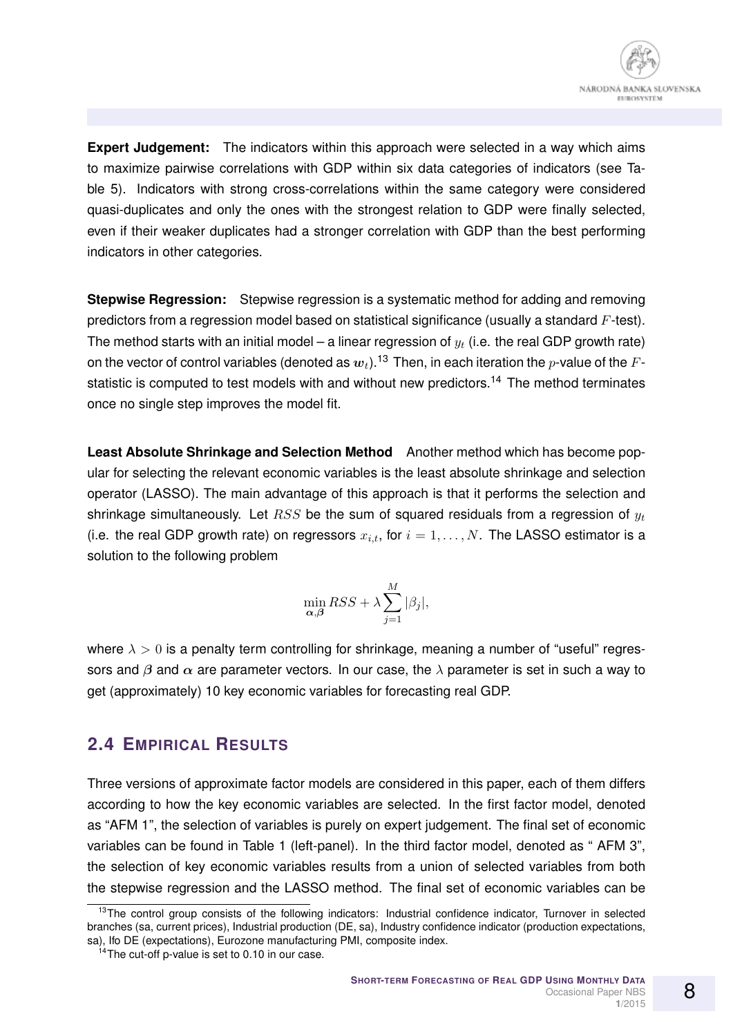**Expert Judgement:** The indicators within this approach were selected in a way which aims to maximize pairwise correlations with GDP within six data categories of indicators (see Table 5). Indicators with strong cross-correlations within the same category were considered quasi-duplicates and only the ones with the strongest relation to GDP were finally selected, even if their weaker duplicates had a stronger correlation with GDP than the best performing indicators in other categories.

**Stepwise Regression:** Stepwise regression is a systematic method for adding and removing predictors from a regression model based on statistical significance (usually a standard $F$-test). The method starts with an initial model – a linear regression of $y_t$ (i.e. the real GDP growth rate) on the vector of control variables (denoted as $\boldsymbol{w}_t$).[13] Then, in each iteration the $p$-value of the $F$-statistic is computed to test models with and without new predictors.[14] The method terminates once no single step improves the model fit.

**Least Absolute Shrinkage and Selection Method** Another method which has become popular for selecting the relevant economic variables is the least absolute shrinkage and selection operator (LASSO). The main advantage of this approach is that it performs the selection and shrinkage simultaneously. Let $RSS$ be the sum of squared residuals from a regression of $y_t$ (i.e. the real GDP growth rate) on regressors $x_{i,t}$, for $i = 1, \ldots, N$. The LASSO estimator is a solution to the following problem

$$\min_{\boldsymbol{\alpha},\boldsymbol{\beta}} RSS + \lambda \sum_{j=1}^{M} |\beta_j|,$$

where $\lambda > 0$ is a penalty term controlling for shrinkage, meaning a number of "useful" regressors and $\boldsymbol{\beta}$ and $\boldsymbol{\alpha}$ are parameter vectors. In our case, the $\lambda$ parameter is set in such a way to get (approximately) 10 key economic variables for forecasting real GDP.

## 2.4 Empirical Results

Three versions of approximate factor models are considered in this paper, each of them differs according to how the key economic variables are selected. In the first factor model, denoted as "AFM 1", the selection of variables is purely on expert judgement. The final set of economic variables can be found in Table 1 (left-panel). In the third factor model, denoted as " AFM 3", the selection of key economic variables results from a union of selected variables from both the stepwise regression and the LASSO method. The final set of economic variables can be

[13] The control group consists of the following indicators: Industrial confidence indicator, Turnover in selected branches (sa, current prices), Industrial production (DE, sa), Industry confidence indicator (production expectations, sa), Ifo DE (expectations), Eurozone manufacturing PMI, composite index.

[14] The cut-off p-value is set to 0.10 in our case.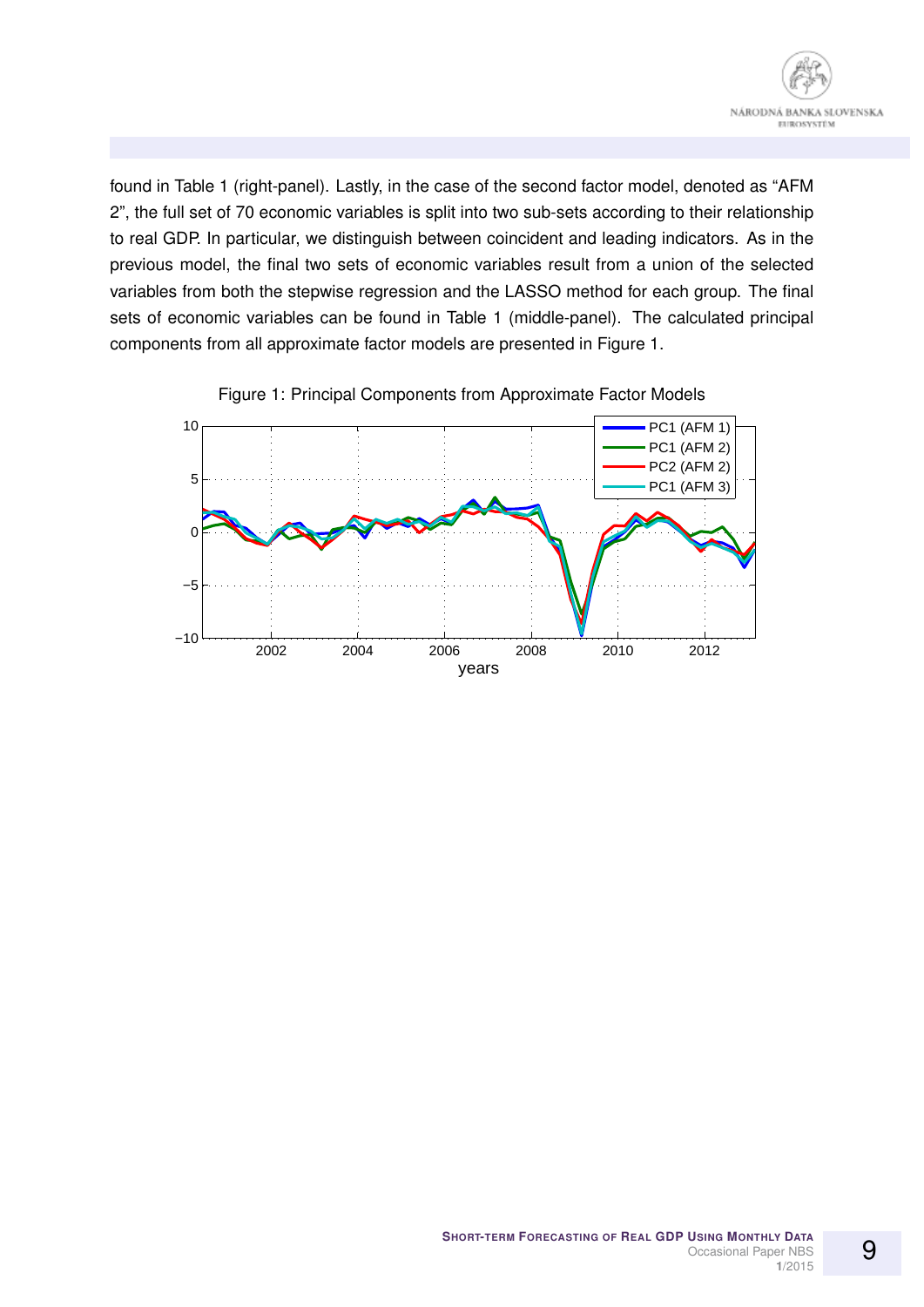found in Table 1 (right-panel). Lastly, in the case of the second factor model, denoted as "AFM 2", the full set of 70 economic variables is split into two sub-sets according to their relationship to real GDP. In particular, we distinguish between coincident and leading indicators. As in the previous model, the final two sets of economic variables result from a union of the selected variables from both the stepwise regression and the LASSO method for each group. The final sets of economic variables can be found in Table 1 (middle-panel). The calculated principal components from all approximate factor models are presented in Figure 1.

Figure 1: Principal Components from Approximate Factor Models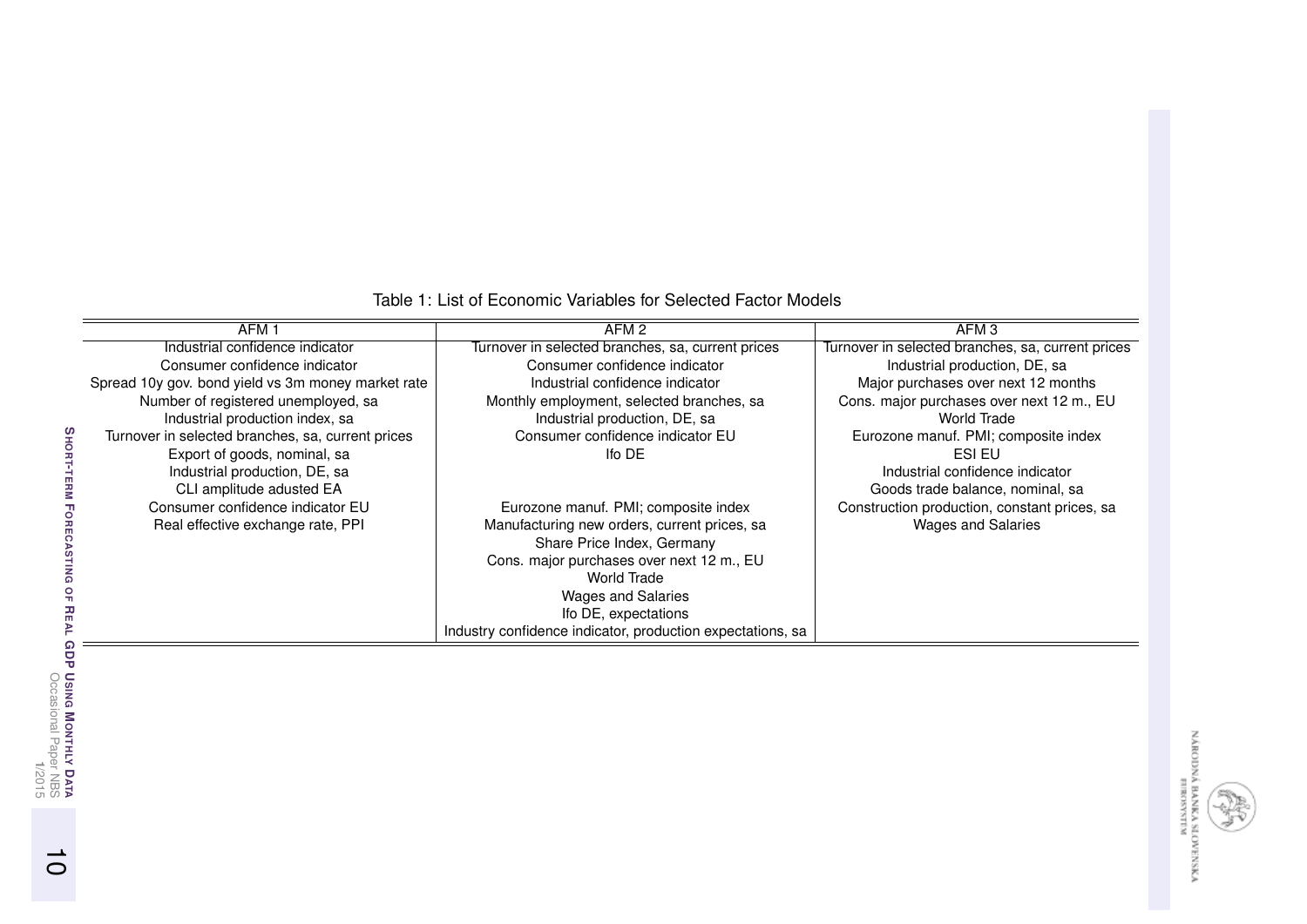Table 1: List of Economic Variables for Selected Factor Models

| AFM 1 | AFM 2 | AFM 3 |
|---|---|---|
| Industrial confidence indicator | Turnover in selected branches, sa, current prices | Turnover in selected branches, sa, current prices |
| Consumer confidence indicator | Consumer confidence indicator | Industrial production, DE, sa |
| Spread 10y gov. bond yield vs 3m money market rate | Industrial confidence indicator | Major purchases over next 12 months |
| Number of registered unemployed, sa | Monthly employment, selected branches, sa | Cons. major purchases over next 12 m., EU |
| Industrial production index, sa | Industrial production, DE, sa | World Trade |
| Turnover in selected branches, sa, current prices | Consumer confidence indicator EU | Eurozone manuf. PMI; composite index |
| Export of goods, nominal, sa | Ifo DE | ESI EU |
| Industrial production, DE, sa | | Industrial confidence indicator |
| CLI amplitude adusted EA | | Goods trade balance, nominal, sa |
| Consumer confidence indicator EU | Eurozone manuf. PMI; composite index | Construction production, constant prices, sa |
| Real effective exchange rate, PPI | Manufacturing new orders, current prices, sa | Wages and Salaries |
| | Share Price Index, Germany | |
| | Cons. major purchases over next 12 m., EU | |
| | World Trade | |
| | Wages and Salaries | |
| | Ifo DE, expectations | |
| | Industry confidence indicator, production expectations, sa | |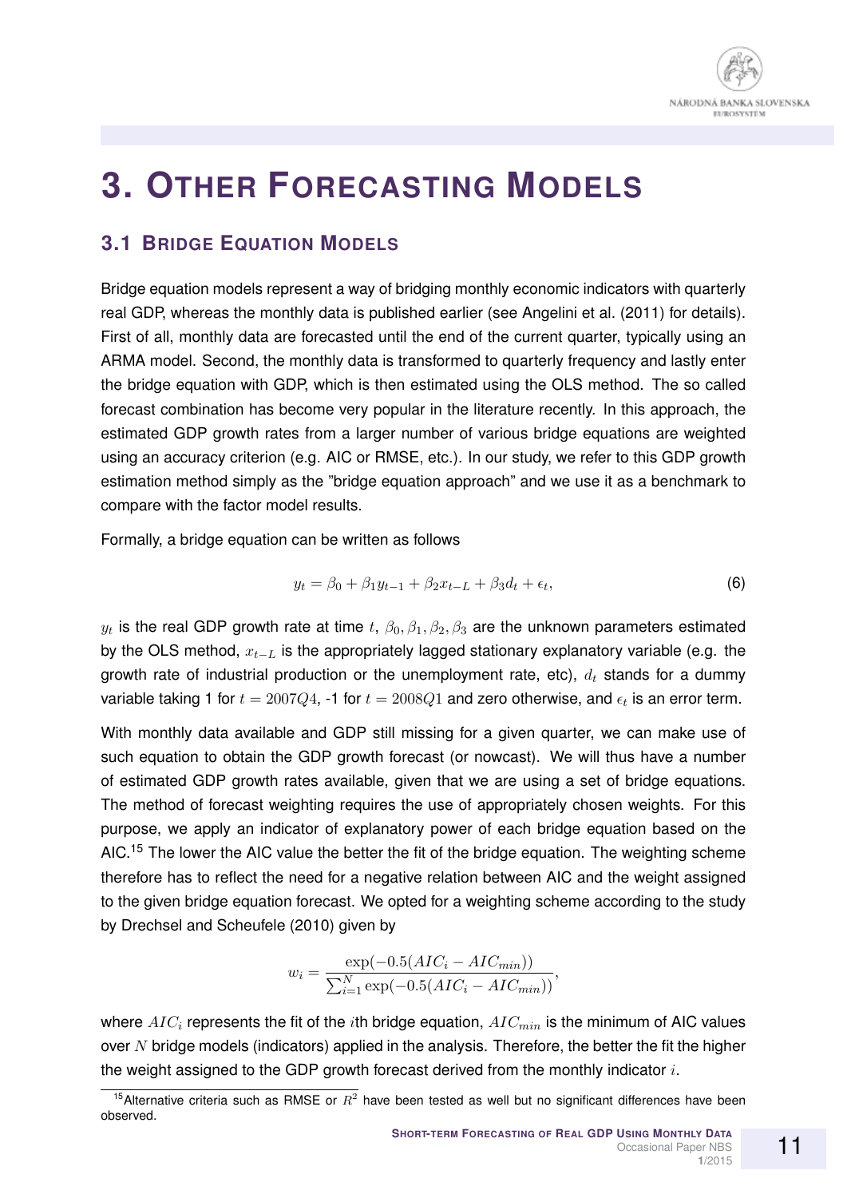# 3. Other Forecasting Models

## 3.1 Bridge Equation Models

Bridge equation models represent a way of bridging monthly economic indicators with quarterly real GDP, whereas the monthly data is published earlier (see Angelini et al. (2011) for details). First of all, monthly data are forecasted until the end of the current quarter, typically using an ARMA model. Second, the monthly data is transformed to quarterly frequency and lastly enter the bridge equation with GDP, which is then estimated using the OLS method. The so called forecast combination has become very popular in the literature recently. In this approach, the estimated GDP growth rates from a larger number of various bridge equations are weighted using an accuracy criterion (e.g. AIC or RMSE, etc.). In our study, we refer to this GDP growth estimation method simply as the "bridge equation approach" and we use it as a benchmark to compare with the factor model results.

Formally, a bridge equation can be written as follows

$$y_t = \beta_0 + \beta_1 y_{t-1} + \beta_2 x_{t-L} + \beta_3 d_t + \epsilon_t, \tag{6}$$

$y_t$ is the real GDP growth rate at time $t$, $\beta_0, \beta_1, \beta_2, \beta_3$ are the unknown parameters estimated by the OLS method, $x_{t-L}$ is the appropriately lagged stationary explanatory variable (e.g. the growth rate of industrial production or the unemployment rate, etc), $d_t$ stands for a dummy variable taking 1 for $t = 2007Q4$, -1 for $t = 2008Q1$ and zero otherwise, and $\epsilon_t$ is an error term.

With monthly data available and GDP still missing for a given quarter, we can make use of such equation to obtain the GDP growth forecast (or nowcast). We will thus have a number of estimated GDP growth rates available, given that we are using a set of bridge equations. The method of forecast weighting requires the use of appropriately chosen weights. For this purpose, we apply an indicator of explanatory power of each bridge equation based on the AIC.[15] The lower the AIC value the better the fit of the bridge equation. The weighting scheme therefore has to reflect the need for a negative relation between AIC and the weight assigned to the given bridge equation forecast. We opted for a weighting scheme according to the study by Drechsel and Scheufele (2010) given by

$$w_i = \frac{\exp(-0.5(AIC_i - AIC_{min}))}{\sum_{i=1}^{N} \exp(-0.5(AIC_i - AIC_{min}))},$$

where $AIC_i$ represents the fit of the $i$th bridge equation, $AIC_{min}$ is the minimum of AIC values over $N$ bridge models (indicators) applied in the analysis. Therefore, the better the fit the higher the weight assigned to the GDP growth forecast derived from the monthly indicator $i$.

[15] Alternative criteria such as RMSE or $R^2$ have been tested as well but no significant differences have been observed.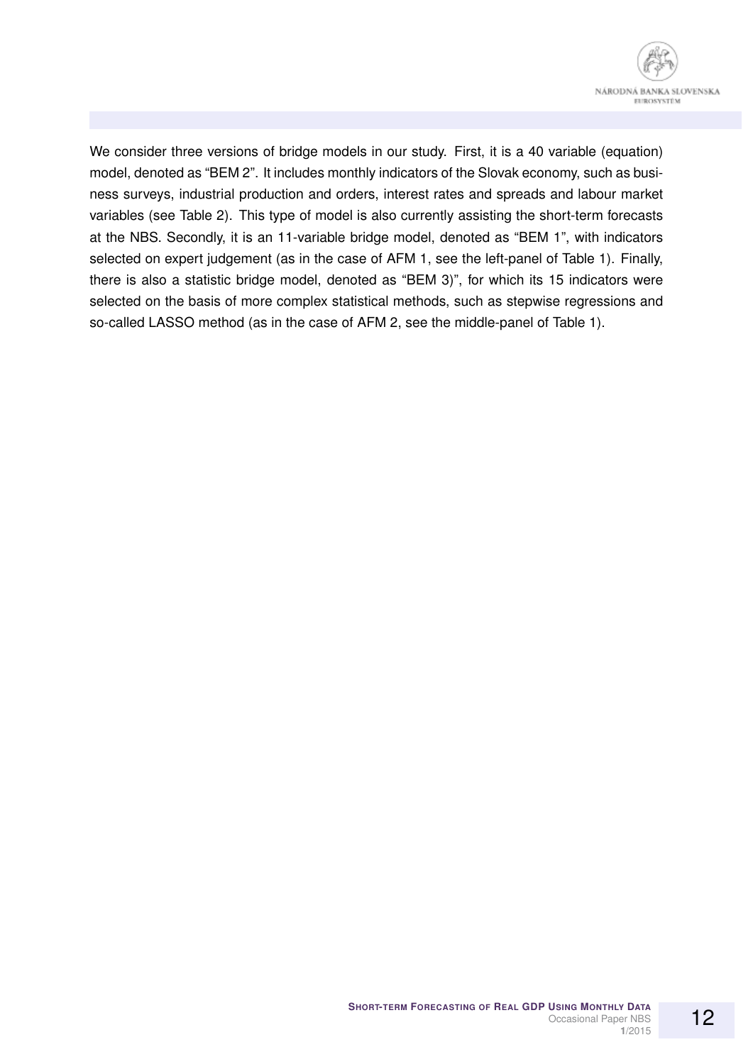We consider three versions of bridge models in our study. First, it is a 40 variable (equation) model, denoted as "BEM 2". It includes monthly indicators of the Slovak economy, such as business surveys, industrial production and orders, interest rates and spreads and labour market variables (see Table 2). This type of model is also currently assisting the short-term forecasts at the NBS. Secondly, it is an 11-variable bridge model, denoted as "BEM 1", with indicators selected on expert judgement (as in the case of AFM 1, see the left-panel of Table 1). Finally, there is also a statistic bridge model, denoted as "BEM 3)", for which its 15 indicators were selected on the basis of more complex statistical methods, such as stepwise regressions and so-called LASSO method (as in the case of AFM 2, see the middle-panel of Table 1).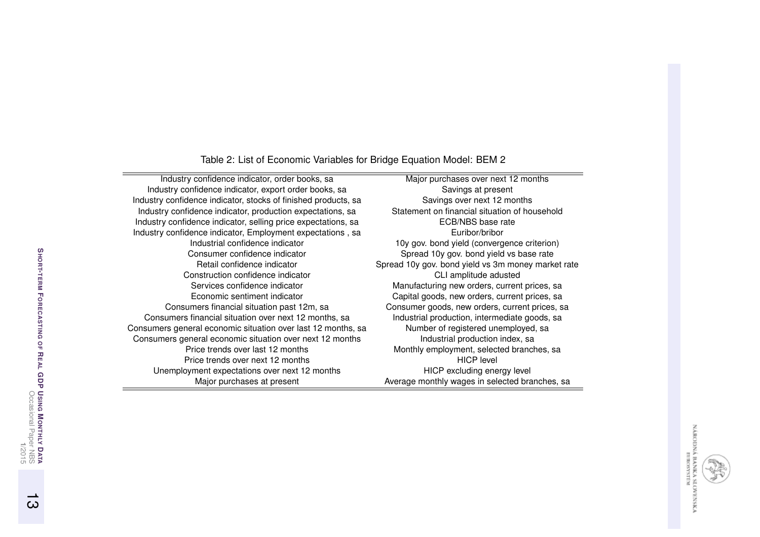Table 2: List of Economic Variables for Bridge Equation Model: BEM 2

| | |
|---|---|
| Industry confidence indicator, order books, sa | Major purchases over next 12 months |
| Industry confidence indicator, export order books, sa | Savings at present |
| Industry confidence indicator, stocks of finished products, sa | Savings over next 12 months |
| Industry confidence indicator, production expectations, sa | Statement on financial situation of household |
| Industry confidence indicator, selling price expectations, sa | ECB/NBS base rate |
| Industry confidence indicator, Employment expectations , sa | Euribor/bribor |
| Industrial confidence indicator | 10y gov. bond yield (convergence criterion) |
| Consumer confidence indicator | Spread 10y gov. bond yield vs base rate |
| Retail confidence indicator | Spread 10y gov. bond yield vs 3m money market rate |
| Construction confidence indicator | CLI amplitude adusted |
| Services confidence indicator | Manufacturing new orders, current prices, sa |
| Economic sentiment indicator | Capital goods, new orders, current prices, sa |
| Consumers financial situation past 12m, sa | Consumer goods, new orders, current prices, sa |
| Consumers financial situation over next 12 months, sa | Industrial production, intermediate goods, sa |
| Consumers general economic situation over last 12 months, sa | Number of registered unemployed, sa |
| Consumers general economic situation over next 12 months | Industrial production index, sa |
| Price trends over last 12 months | Monthly employment, selected branches, sa |
| Price trends over next 12 months | HICP level |
| Unemployment expectations over next 12 months | HICP excluding energy level |
| Major purchases at present | Average monthly wages in selected branches, sa |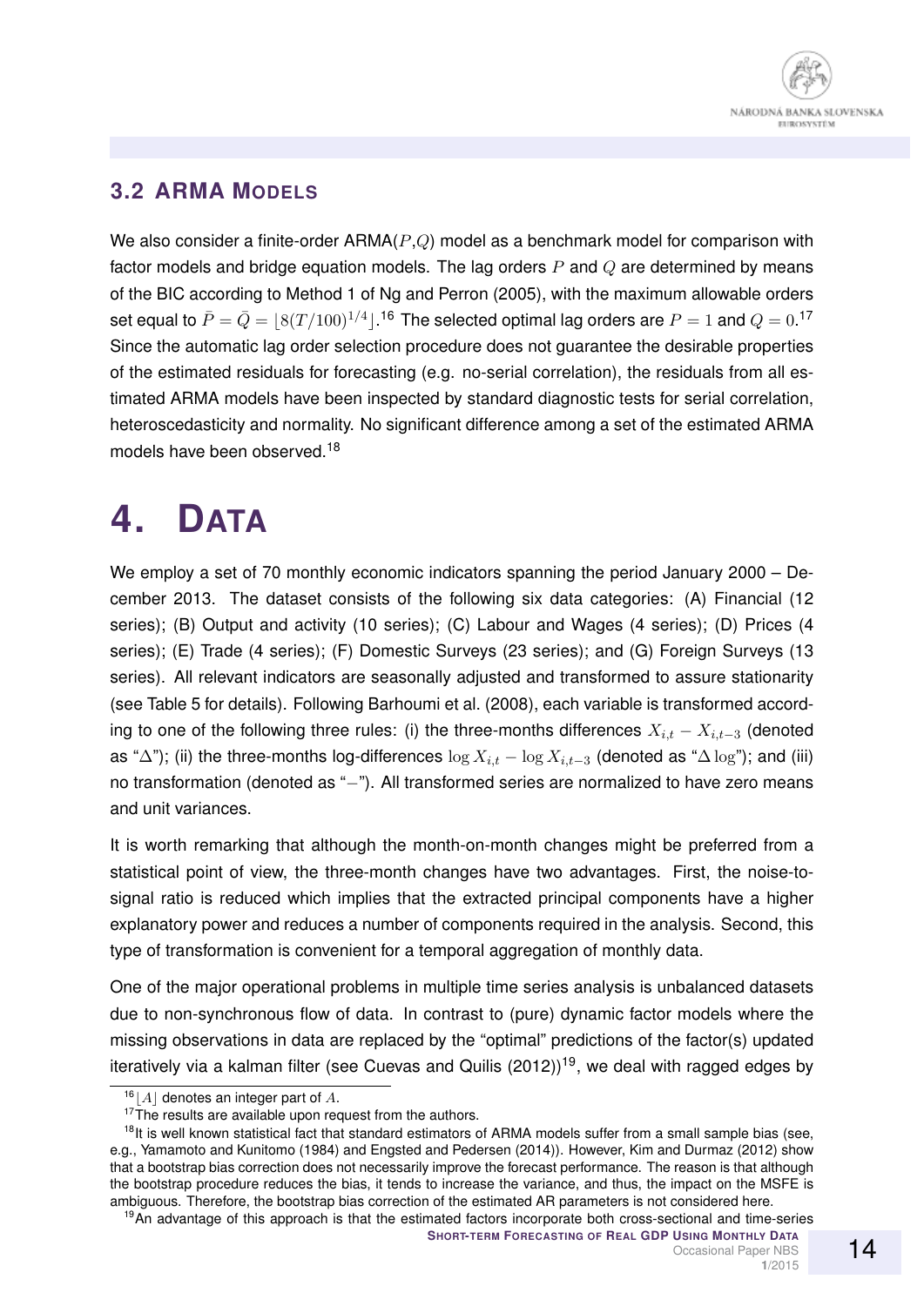### 3.2 ARMA Models

We also consider a finite-order ARMA($P$,$Q$) model as a benchmark model for comparison with factor models and bridge equation models. The lag orders $P$ and $Q$ are determined by means of the BIC according to Method 1 of Ng and Perron (2005), with the maximum allowable orders set equal to $\bar{P} = \bar{Q} = \lfloor 8(T/100)^{1/4} \rfloor$.[16] The selected optimal lag orders are $P = 1$ and $Q = 0$.[17] Since the automatic lag order selection procedure does not guarantee the desirable properties of the estimated residuals for forecasting (e.g. no-serial correlation), the residuals from all estimated ARMA models have been inspected by standard diagnostic tests for serial correlation, heteroscedasticity and normality. No significant difference among a set of the estimated ARMA models have been observed.[18]

# 4. Data

We employ a set of 70 monthly economic indicators spanning the period January 2000 – December 2013. The dataset consists of the following six data categories: (A) Financial (12 series); (B) Output and activity (10 series); (C) Labour and Wages (4 series); (D) Prices (4 series); (E) Trade (4 series); (F) Domestic Surveys (23 series); and (G) Foreign Surveys (13 series). All relevant indicators are seasonally adjusted and transformed to assure stationarity (see Table 5 for details). Following Barhoumi et al. (2008), each variable is transformed according to one of the following three rules: (i) the three-months differences $X_{i,t} - X_{i,t-3}$ (denoted as "$\Delta$"); (ii) the three-months log-differences $\log X_{i,t} - \log X_{i,t-3}$ (denoted as "$\Delta \log$"); and (iii) no transformation (denoted as "$-$"). All transformed series are normalized to have zero means and unit variances.

It is worth remarking that although the month-on-month changes might be preferred from a statistical point of view, the three-month changes have two advantages. First, the noise-to-signal ratio is reduced which implies that the extracted principal components have a higher explanatory power and reduces a number of components required in the analysis. Second, this type of transformation is convenient for a temporal aggregation of monthly data.

One of the major operational problems in multiple time series analysis is unbalanced datasets due to non-synchronous flow of data. In contrast to (pure) dynamic factor models where the missing observations in data are replaced by the "optimal" predictions of the factor(s) updated iteratively via a kalman filter (see Cuevas and Quilis (2012))[19], we deal with ragged edges by

---

[16] $\lfloor A \rfloor$ denotes an integer part of $A$.

[17] The results are available upon request from the authors.

[18] It is well known statistical fact that standard estimators of ARMA models suffer from a small sample bias (see, e.g., Yamamoto and Kunitomo (1984) and Engsted and Pedersen (2014)). However, Kim and Durmaz (2012) show that a bootstrap bias correction does not necessarily improve the forecast performance. The reason is that although the bootstrap procedure reduces the bias, it tends to increase the variance, and thus, the impact on the MSFE is ambiguous. Therefore, the bootstrap bias correction of the estimated AR parameters is not considered here.

[19] An advantage of this approach is that the estimated factors incorporate both cross-sectional and time-series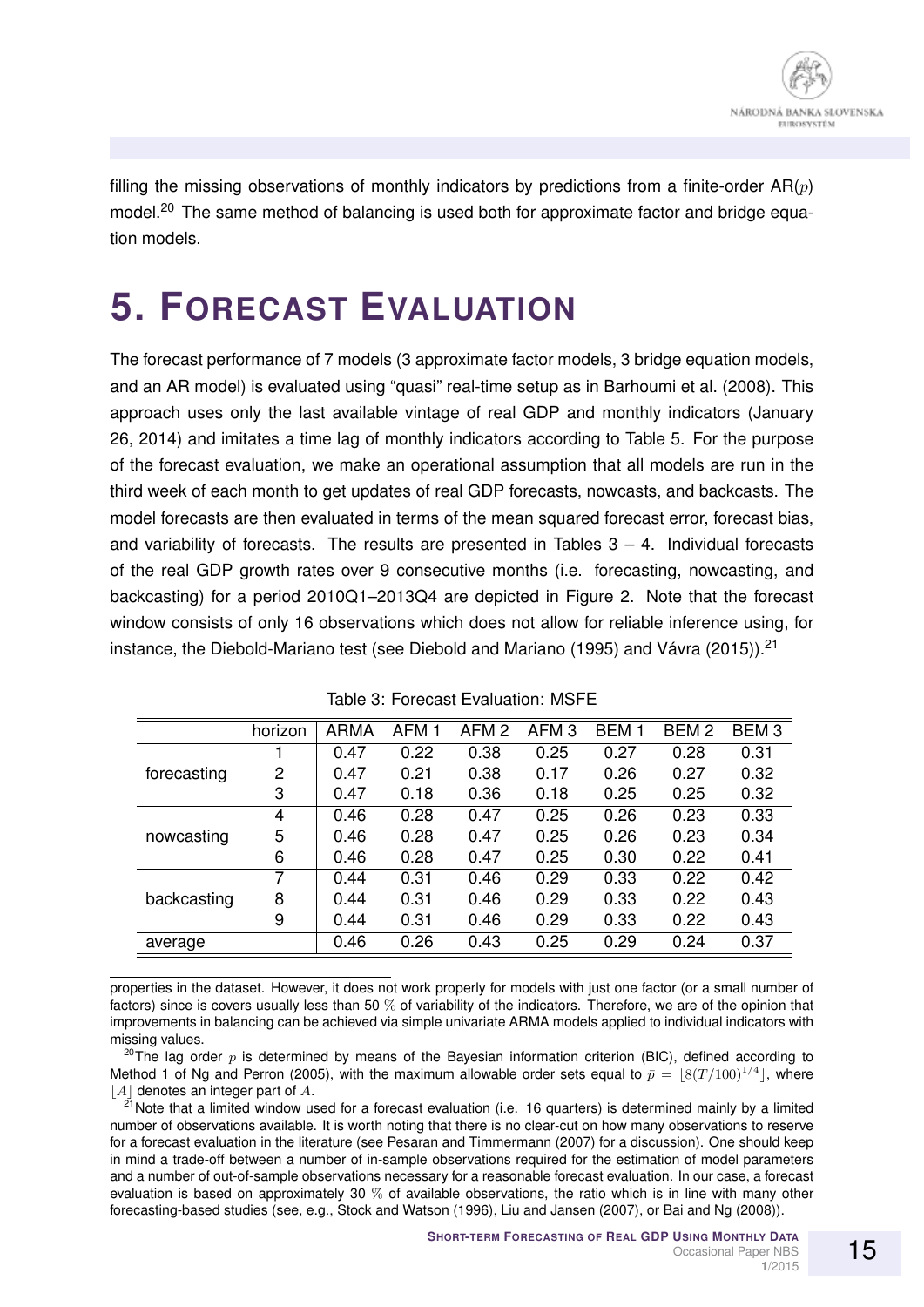filling the missing observations of monthly indicators by predictions from a finite-order AR($p$) model.[20] The same method of balancing is used both for approximate factor and bridge equation models.

# 5. Forecast Evaluation

The forecast performance of 7 models (3 approximate factor models, 3 bridge equation models, and an AR model) is evaluated using "quasi" real-time setup as in Barhoumi et al. (2008). This approach uses only the last available vintage of real GDP and monthly indicators (January 26, 2014) and imitates a time lag of monthly indicators according to Table 5. For the purpose of the forecast evaluation, we make an operational assumption that all models are run in the third week of each month to get updates of real GDP forecasts, nowcasts, and backcasts. The model forecasts are then evaluated in terms of the mean squared forecast error, forecast bias, and variability of forecasts. The results are presented in Tables 3 – 4. Individual forecasts of the real GDP growth rates over 9 consecutive months (i.e. forecasting, nowcasting, and backcasting) for a period 2010Q1–2013Q4 are depicted in Figure 2. Note that the forecast window consists of only 16 observations which does not allow for reliable inference using, for instance, the Diebold-Mariano test (see Diebold and Mariano (1995) and Vávra (2015)).[21]

Table 3: Forecast Evaluation: MSFE

| | horizon | ARMA | AFM 1 | AFM 2 | AFM 3 | BEM 1 | BEM 2 | BEM 3 |
|---|---|---|---|---|---|---|---|---|
| forecasting | 1 | 0.47 | 0.22 | 0.38 | 0.25 | 0.27 | 0.28 | 0.31 |
| | 2 | 0.47 | 0.21 | 0.38 | 0.17 | 0.26 | 0.27 | 0.32 |
| | 3 | 0.47 | 0.18 | 0.36 | 0.18 | 0.25 | 0.25 | 0.32 |
| nowcasting | 4 | 0.46 | 0.28 | 0.47 | 0.25 | 0.26 | 0.23 | 0.33 |
| | 5 | 0.46 | 0.28 | 0.47 | 0.25 | 0.26 | 0.23 | 0.34 |
| | 6 | 0.46 | 0.28 | 0.47 | 0.25 | 0.30 | 0.22 | 0.41 |
| backcasting | 7 | 0.44 | 0.31 | 0.46 | 0.29 | 0.33 | 0.22 | 0.42 |
| | 8 | 0.44 | 0.31 | 0.46 | 0.29 | 0.33 | 0.22 | 0.43 |
| | 9 | 0.44 | 0.31 | 0.46 | 0.29 | 0.33 | 0.22 | 0.43 |
| average | | 0.46 | 0.26 | 0.43 | 0.25 | 0.29 | 0.24 | 0.37 |

properties in the dataset. However, it does not work properly for models with just one factor (or a small number of factors) since is covers usually less than 50 % of variability of the indicators. Therefore, we are of the opinion that improvements in balancing can be achieved via simple univariate ARMA models applied to individual indicators with missing values.

[20] The lag order $p$ is determined by means of the Bayesian information criterion (BIC), defined according to Method 1 of Ng and Perron (2005), with the maximum allowable order sets equal to $\bar{p} = \lfloor 8(T/100)^{1/4} \rfloor$, where $\lfloor A \rfloor$ denotes an integer part of $A$.

[21] Note that a limited window used for a forecast evaluation (i.e. 16 quarters) is determined mainly by a limited number of observations available. It is worth noting that there is no clear-cut on how many observations to reserve for a forecast evaluation in the literature (see Pesaran and Timmermann (2007) for a discussion). One should keep in mind a trade-off between a number of in-sample observations required for the estimation of model parameters and a number of out-of-sample observations necessary for a reasonable forecast evaluation. In our case, a forecast evaluation is based on approximately 30 % of available observations, the ratio which is in line with many other forecasting-based studies (see, e.g., Stock and Watson (1996), Liu and Jansen (2007), or Bai and Ng (2008)).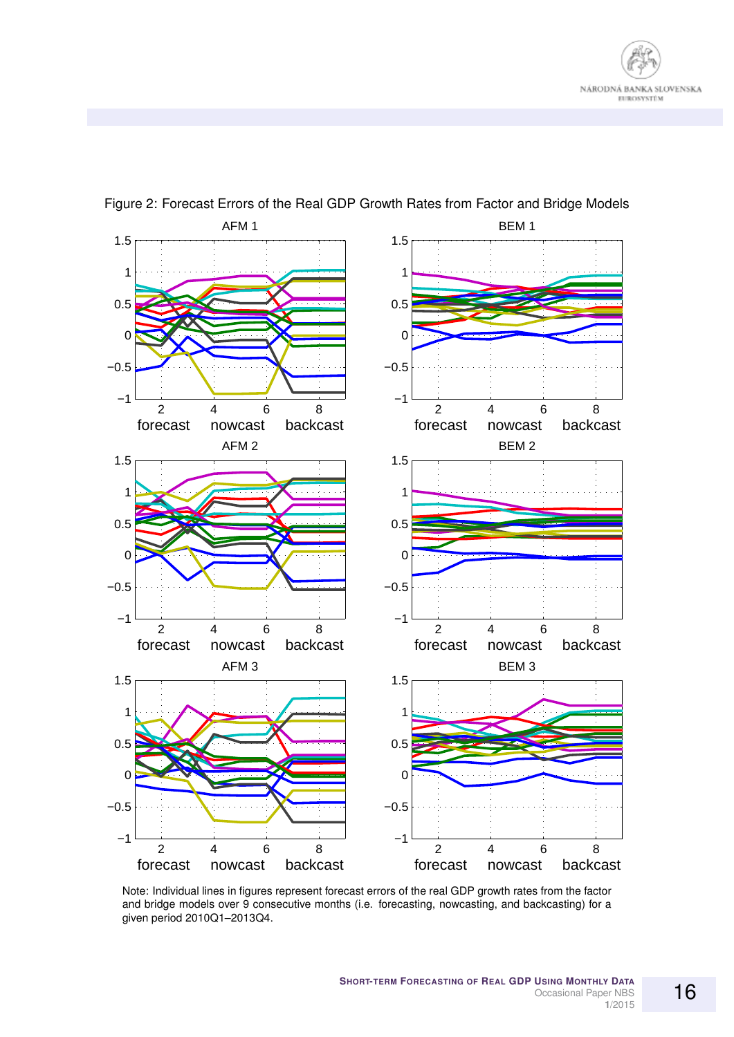Figure 2: Forecast Errors of the Real GDP Growth Rates from Factor and Bridge Models

Note: Individual lines in figures represent forecast errors of the real GDP growth rates from the factor and bridge models over 9 consecutive months (i.e. forecasting, nowcasting, and backcasting) for a given period 2010Q1–2013Q4.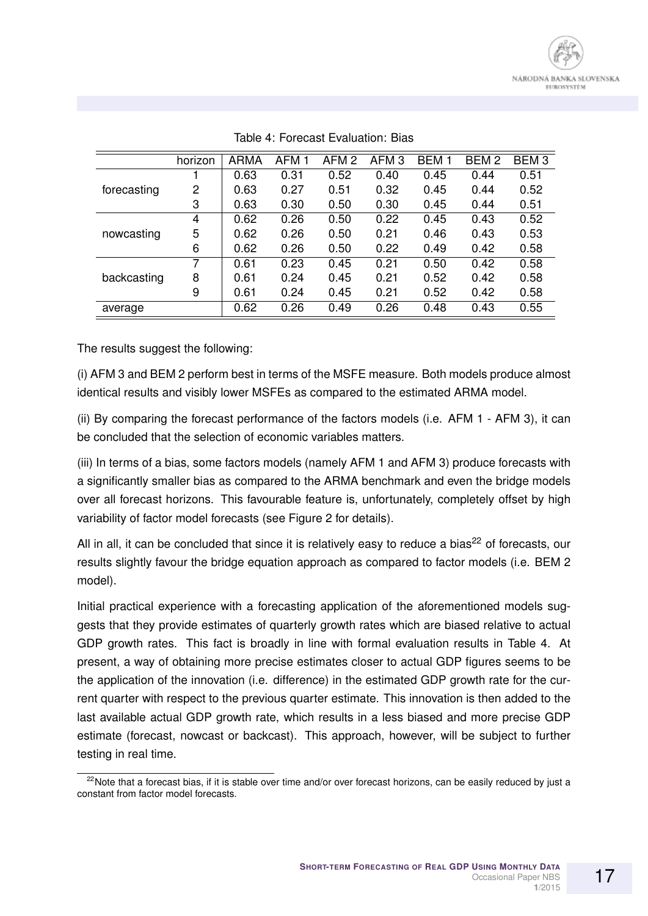Table 4: Forecast Evaluation: Bias

| | horizon | ARMA | AFM 1 | AFM 2 | AFM 3 | BEM 1 | BEM 2 | BEM 3 |
|---|---|---|---|---|---|---|---|---|
| forecasting | 1 | 0.63 | 0.31 | 0.52 | 0.40 | 0.45 | 0.44 | 0.51 |
| | 2 | 0.63 | 0.27 | 0.51 | 0.32 | 0.45 | 0.44 | 0.52 |
| | 3 | 0.63 | 0.30 | 0.50 | 0.30 | 0.45 | 0.44 | 0.51 |
| nowcasting | 4 | 0.62 | 0.26 | 0.50 | 0.22 | 0.45 | 0.43 | 0.52 |
| | 5 | 0.62 | 0.26 | 0.50 | 0.21 | 0.46 | 0.43 | 0.53 |
| | 6 | 0.62 | 0.26 | 0.50 | 0.22 | 0.49 | 0.42 | 0.58 |
| backcasting | 7 | 0.61 | 0.23 | 0.45 | 0.21 | 0.50 | 0.42 | 0.58 |
| | 8 | 0.61 | 0.24 | 0.45 | 0.21 | 0.52 | 0.42 | 0.58 |
| | 9 | 0.61 | 0.24 | 0.45 | 0.21 | 0.52 | 0.42 | 0.58 |
| average | | 0.62 | 0.26 | 0.49 | 0.26 | 0.48 | 0.43 | 0.55 |

The results suggest the following:

(i) AFM 3 and BEM 2 perform best in terms of the MSFE measure. Both models produce almost identical results and visibly lower MSFEs as compared to the estimated ARMA model.

(ii) By comparing the forecast performance of the factors models (i.e. AFM 1 - AFM 3), it can be concluded that the selection of economic variables matters.

(iii) In terms of a bias, some factors models (namely AFM 1 and AFM 3) produce forecasts with a significantly smaller bias as compared to the ARMA benchmark and even the bridge models over all forecast horizons. This favourable feature is, unfortunately, completely offset by high variability of factor model forecasts (see Figure 2 for details).

All in all, it can be concluded that since it is relatively easy to reduce a bias[22] of forecasts, our results slightly favour the bridge equation approach as compared to factor models (i.e. BEM 2 model).

Initial practical experience with a forecasting application of the aforementioned models suggests that they provide estimates of quarterly growth rates which are biased relative to actual GDP growth rates. This fact is broadly in line with formal evaluation results in Table 4. At present, a way of obtaining more precise estimates closer to actual GDP figures seems to be the application of the innovation (i.e. difference) in the estimated GDP growth rate for the current quarter with respect to the previous quarter estimate. This innovation is then added to the last available actual GDP growth rate, which results in a less biased and more precise GDP estimate (forecast, nowcast or backcast). This approach, however, will be subject to further testing in real time.

[22] Note that a forecast bias, if it is stable over time and/or over forecast horizons, can be easily reduced by just a constant from factor model forecasts.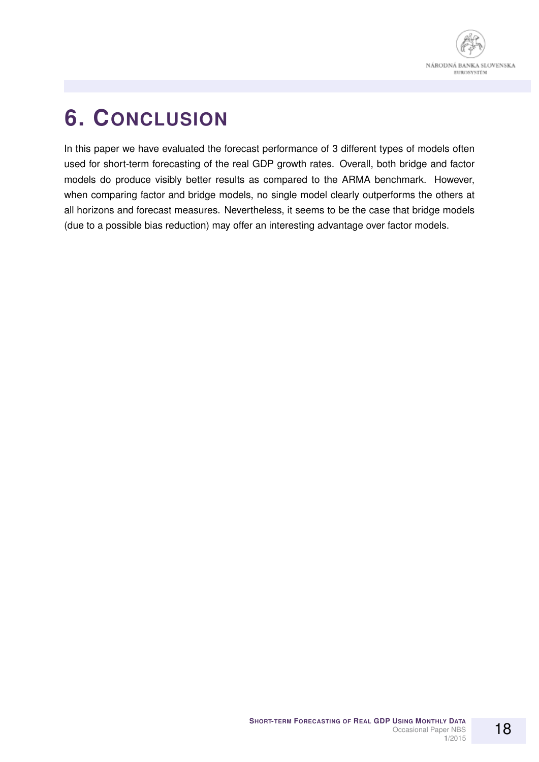# 6. Conclusion

In this paper we have evaluated the forecast performance of 3 different types of models often used for short-term forecasting of the real GDP growth rates. Overall, both bridge and factor models do produce visibly better results as compared to the ARMA benchmark. However, when comparing factor and bridge models, no single model clearly outperforms the others at all horizons and forecast measures. Nevertheless, it seems to be the case that bridge models (due to a possible bias reduction) may offer an interesting advantage over factor models.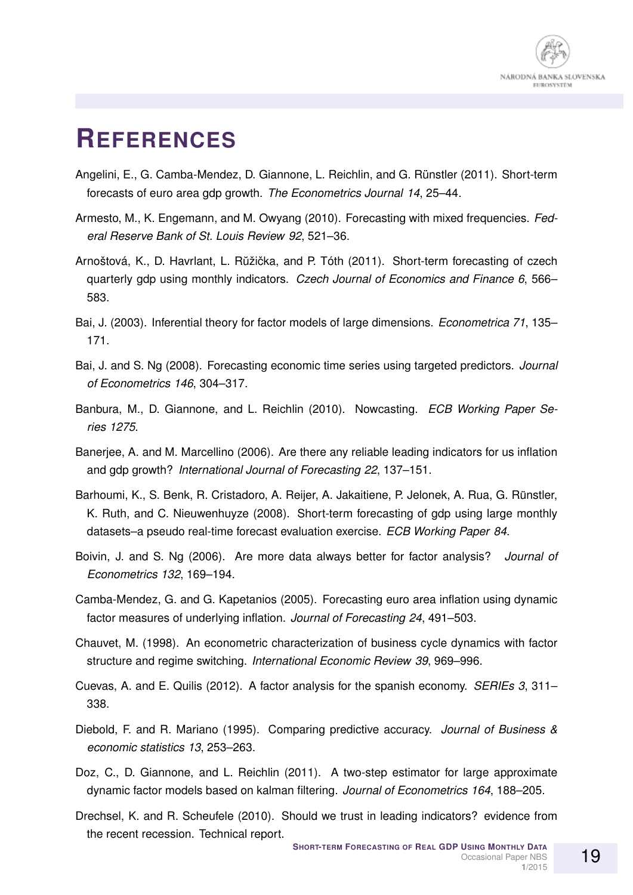# REFERENCES

Angelini, E., G. Camba-Mendez, D. Giannone, L. Reichlin, and G. Rünstler (2011). Short-term forecasts of euro area gdp growth. *The Econometrics Journal 14*, 25–44.

Armesto, M., K. Engemann, and M. Owyang (2010). Forecasting with mixed frequencies. *Federal Reserve Bank of St. Louis Review 92*, 521–36.

Arnoštová, K., D. Havrlant, L. Růžička, and P. Tóth (2011). Short-term forecasting of czech quarterly gdp using monthly indicators. *Czech Journal of Economics and Finance 6*, 566–583.

Bai, J. (2003). Inferential theory for factor models of large dimensions. *Econometrica 71*, 135–171.

Bai, J. and S. Ng (2008). Forecasting economic time series using targeted predictors. *Journal of Econometrics 146*, 304–317.

Banbura, M., D. Giannone, and L. Reichlin (2010). Nowcasting. *ECB Working Paper Series 1275*.

Banerjee, A. and M. Marcellino (2006). Are there any reliable leading indicators for us inflation and gdp growth? *International Journal of Forecasting 22*, 137–151.

Barhoumi, K., S. Benk, R. Cristadoro, A. Reijer, A. Jakaitiene, P. Jelonek, A. Rua, G. Rünstler, K. Ruth, and C. Nieuwenhuyze (2008). Short-term forecasting of gdp using large monthly datasets–a pseudo real-time forecast evaluation exercise. *ECB Working Paper 84*.

Boivin, J. and S. Ng (2006). Are more data always better for factor analysis? *Journal of Econometrics 132*, 169–194.

Camba-Mendez, G. and G. Kapetanios (2005). Forecasting euro area inflation using dynamic factor measures of underlying inflation. *Journal of Forecasting 24*, 491–503.

Chauvet, M. (1998). An econometric characterization of business cycle dynamics with factor structure and regime switching. *International Economic Review 39*, 969–996.

Cuevas, A. and E. Quilis (2012). A factor analysis for the spanish economy. *SERIEs 3*, 311–338.

Diebold, F. and R. Mariano (1995). Comparing predictive accuracy. *Journal of Business & economic statistics 13*, 253–263.

Doz, C., D. Giannone, and L. Reichlin (2011). A two-step estimator for large approximate dynamic factor models based on kalman filtering. *Journal of Econometrics 164*, 188–205.

Drechsel, K. and R. Scheufele (2010). Should we trust in leading indicators? evidence from the recent recession. Technical report.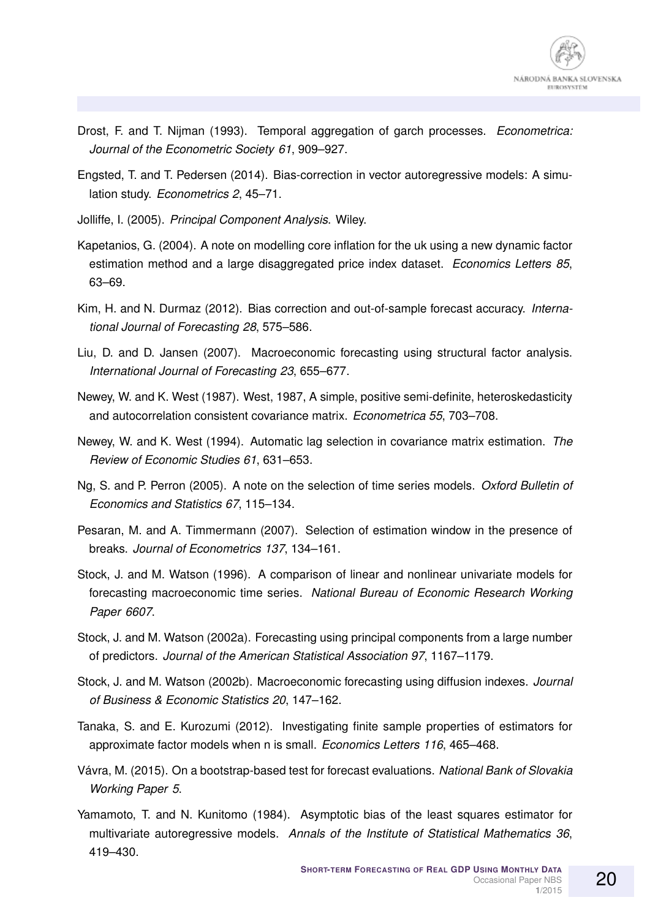Drost, F. and T. Nijman (1993). Temporal aggregation of garch processes. *Econometrica: Journal of the Econometric Society 61*, 909–927.

Engsted, T. and T. Pedersen (2014). Bias-correction in vector autoregressive models: A simulation study. *Econometrics 2*, 45–71.

Jolliffe, I. (2005). *Principal Component Analysis*. Wiley.

Kapetanios, G. (2004). A note on modelling core inflation for the uk using a new dynamic factor estimation method and a large disaggregated price index dataset. *Economics Letters 85*, 63–69.

Kim, H. and N. Durmaz (2012). Bias correction and out-of-sample forecast accuracy. *International Journal of Forecasting 28*, 575–586.

Liu, D. and D. Jansen (2007). Macroeconomic forecasting using structural factor analysis. *International Journal of Forecasting 23*, 655–677.

Newey, W. and K. West (1987). West, 1987, A simple, positive semi-definite, heteroskedasticity and autocorrelation consistent covariance matrix. *Econometrica 55*, 703–708.

Newey, W. and K. West (1994). Automatic lag selection in covariance matrix estimation. *The Review of Economic Studies 61*, 631–653.

Ng, S. and P. Perron (2005). A note on the selection of time series models. *Oxford Bulletin of Economics and Statistics 67*, 115–134.

Pesaran, M. and A. Timmermann (2007). Selection of estimation window in the presence of breaks. *Journal of Econometrics 137*, 134–161.

Stock, J. and M. Watson (1996). A comparison of linear and nonlinear univariate models for forecasting macroeconomic time series. *National Bureau of Economic Research Working Paper 6607*.

Stock, J. and M. Watson (2002a). Forecasting using principal components from a large number of predictors. *Journal of the American Statistical Association 97*, 1167–1179.

Stock, J. and M. Watson (2002b). Macroeconomic forecasting using diffusion indexes. *Journal of Business & Economic Statistics 20*, 147–162.

Tanaka, S. and E. Kurozumi (2012). Investigating finite sample properties of estimators for approximate factor models when n is small. *Economics Letters 116*, 465–468.

Vávra, M. (2015). On a bootstrap-based test for forecast evaluations. *National Bank of Slovakia Working Paper 5*.

Yamamoto, T. and N. Kunitomo (1984). Asymptotic bias of the least squares estimator for multivariate autoregressive models. *Annals of the Institute of Statistical Mathematics 36*, 419–430.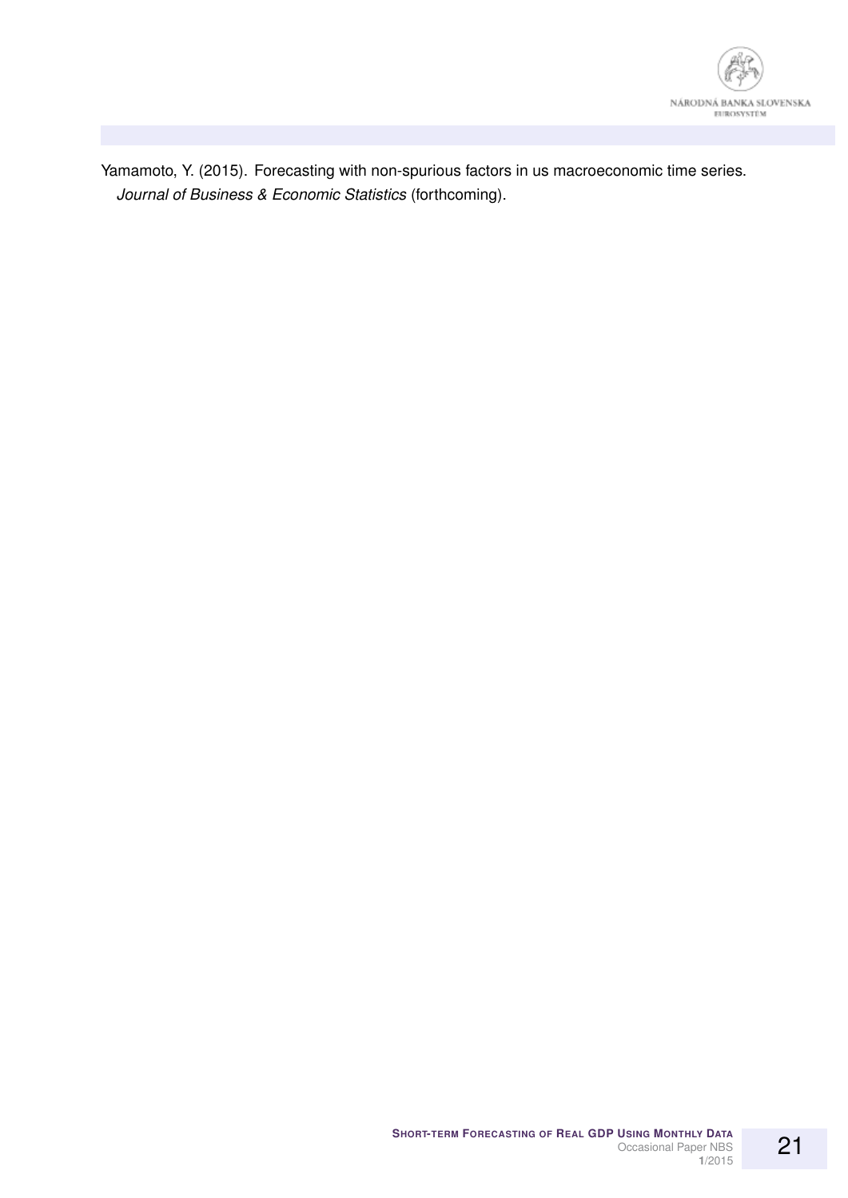Yamamoto, Y. (2015). Forecasting with non-spurious factors in us macroeconomic time series. *Journal of Business & Economic Statistics* (forthcoming).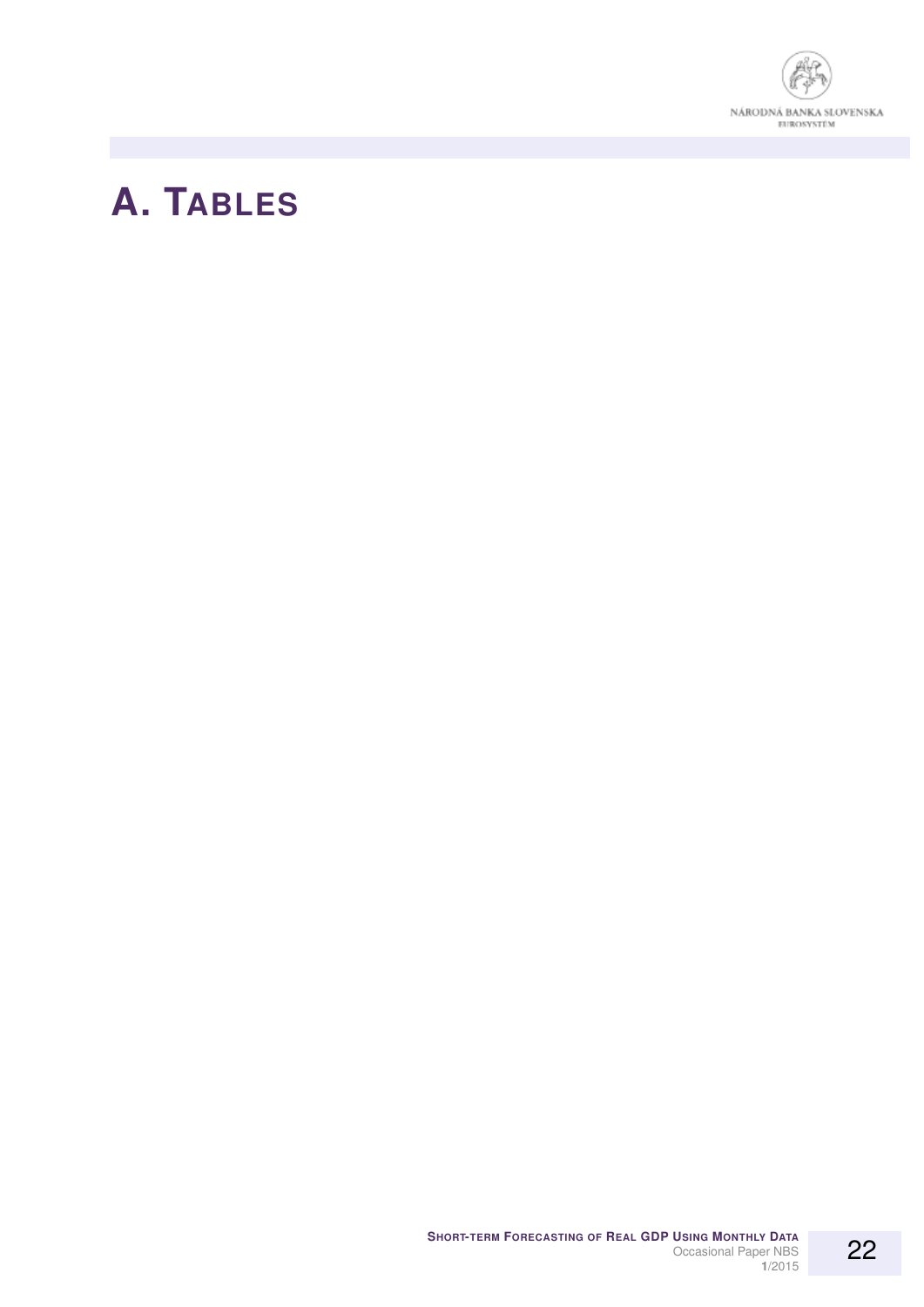# A. TABLES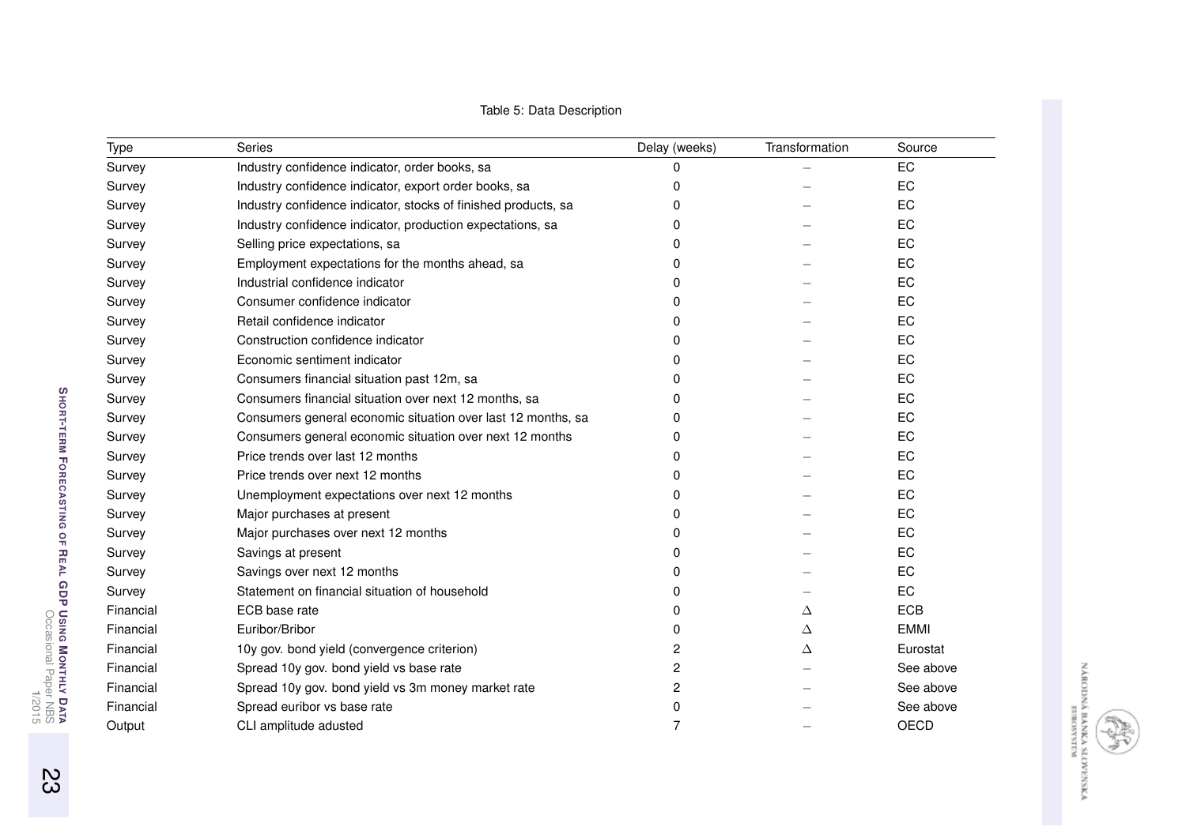Table 5: Data Description

| Type | Series | Delay (weeks) | Transformation | Source |
|---|---|---|---|---|
| Survey | Industry confidence indicator, order books, sa | 0 | – | EC |
| Survey | Industry confidence indicator, export order books, sa | 0 | – | EC |
| Survey | Industry confidence indicator, stocks of finished products, sa | 0 | – | EC |
| Survey | Industry confidence indicator, production expectations, sa | 0 | – | EC |
| Survey | Selling price expectations, sa | 0 | – | EC |
| Survey | Employment expectations for the months ahead, sa | 0 | – | EC |
| Survey | Industrial confidence indicator | 0 | – | EC |
| Survey | Consumer confidence indicator | 0 | – | EC |
| Survey | Retail confidence indicator | 0 | – | EC |
| Survey | Construction confidence indicator | 0 | – | EC |
| Survey | Economic sentiment indicator | 0 | – | EC |
| Survey | Consumers financial situation past 12m, sa | 0 | – | EC |
| Survey | Consumers financial situation over next 12 months, sa | 0 | – | EC |
| Survey | Consumers general economic situation over last 12 months, sa | 0 | – | EC |
| Survey | Consumers general economic situation over next 12 months | 0 | – | EC |
| Survey | Price trends over last 12 months | 0 | – | EC |
| Survey | Price trends over next 12 months | 0 | – | EC |
| Survey | Unemployment expectations over next 12 months | 0 | – | EC |
| Survey | Major purchases at present | 0 | – | EC |
| Survey | Major purchases over next 12 months | 0 | – | EC |
| Survey | Savings at present | 0 | – | EC |
| Survey | Savings over next 12 months | 0 | – | EC |
| Survey | Statement on financial situation of household | 0 | – | EC |
| Financial | ECB base rate | 0 | $\Delta$ | ECB |
| Financial | Euribor/Bribor | 0 | $\Delta$ | EMMI |
| Financial | 10y gov. bond yield (convergence criterion) | 2 | $\Delta$ | Eurostat |
| Financial | Spread 10y gov. bond yield vs base rate | 2 | – | See above |
| Financial | Spread 10y gov. bond yield vs 3m money market rate | 2 | – | See above |
| Financial | Spread euribor vs base rate | 0 | – | See above |
| Output | CLI amplitude adusted | 7 | – | OECD |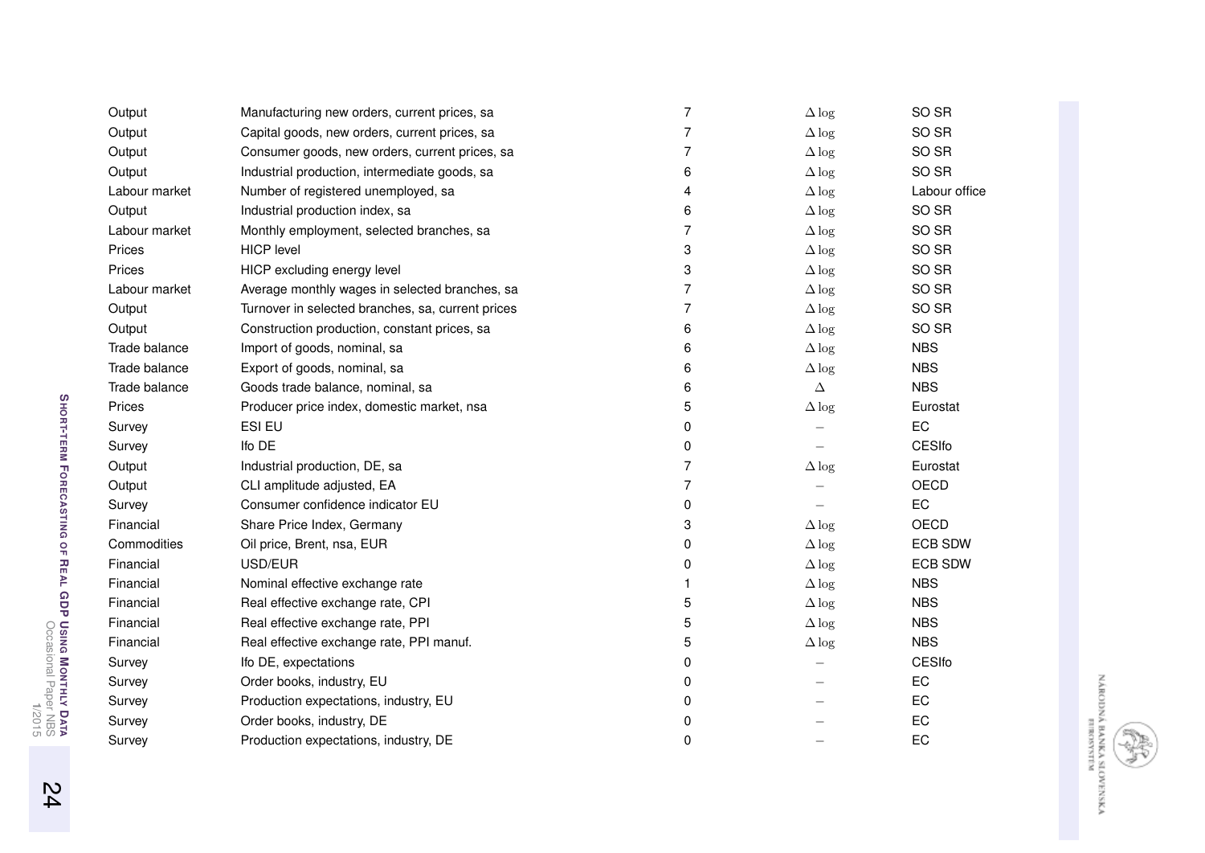| | | | | |
|---|---|---|---|---|
| Output | Manufacturing new orders, current prices, sa | 7 | $\Delta \log$ | SO SR |
| Output | Capital goods, new orders, current prices, sa | 7 | $\Delta \log$ | SO SR |
| Output | Consumer goods, new orders, current prices, sa | 7 | $\Delta \log$ | SO SR |
| Output | Industrial production, intermediate goods, sa | 6 | $\Delta \log$ | SO SR |
| Labour market | Number of registered unemployed, sa | 4 | $\Delta \log$ | Labour office |
| Output | Industrial production index, sa | 6 | $\Delta \log$ | SO SR |
| Labour market | Monthly employment, selected branches, sa | 7 | $\Delta \log$ | SO SR |
| Prices | HICP level | 3 | $\Delta \log$ | SO SR |
| Prices | HICP excluding energy level | 3 | $\Delta \log$ | SO SR |
| Labour market | Average monthly wages in selected branches, sa | 7 | $\Delta \log$ | SO SR |
| Output | Turnover in selected branches, sa, current prices | 7 | $\Delta \log$ | SO SR |
| Output | Construction production, constant prices, sa | 6 | $\Delta \log$ | SO SR |
| Trade balance | Import of goods, nominal, sa | 6 | $\Delta \log$ | NBS |
| Trade balance | Export of goods, nominal, sa | 6 | $\Delta \log$ | NBS |
| Trade balance | Goods trade balance, nominal, sa | 6 | $\Delta$ | NBS |
| Prices | Producer price index, domestic market, nsa | 5 | $\Delta \log$ | Eurostat |
| Survey | ESI EU | 0 | – | EC |
| Survey | Ifo DE | 0 | – | CESIfo |
| Output | Industrial production, DE, sa | 7 | $\Delta \log$ | Eurostat |
| Output | CLI amplitude adjusted, EA | 7 | – | OECD |
| Survey | Consumer confidence indicator EU | 0 | – | EC |
| Financial | Share Price Index, Germany | 3 | $\Delta \log$ | OECD |
| Commodities | Oil price, Brent, nsa, EUR | 0 | $\Delta \log$ | ECB SDW |
| Financial | USD/EUR | 0 | $\Delta \log$ | ECB SDW |
| Financial | Nominal effective exchange rate | 1 | $\Delta \log$ | NBS |
| Financial | Real effective exchange rate, CPI | 5 | $\Delta \log$ | NBS |
| Financial | Real effective exchange rate, PPI | 5 | $\Delta \log$ | NBS |
| Financial | Real effective exchange rate, PPI manuf. | 5 | $\Delta \log$ | NBS |
| Survey | Ifo DE, expectations | 0 | – | CESIfo |
| Survey | Order books, industry, EU | 0 | – | EC |
| Survey | Production expectations, industry, EU | 0 | – | EC |
| Survey | Order books, industry, DE | 0 | – | EC |
| Survey | Production expectations, industry, DE | 0 | – | EC |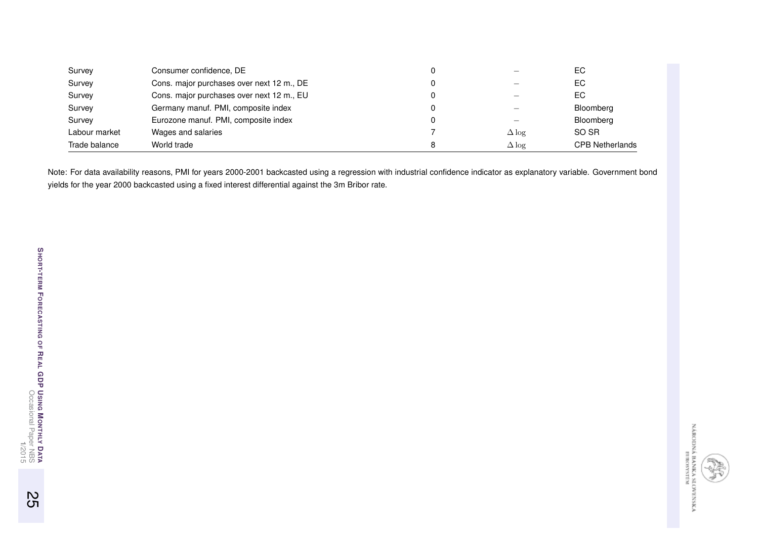| | | | | |
|---|---|---|---|---|
| Survey | Consumer confidence, DE | 0 | – | EC |
| Survey | Cons. major purchases over next 12 m., DE | 0 | – | EC |
| Survey | Cons. major purchases over next 12 m., EU | 0 | – | EC |
| Survey | Germany manuf. PMI, composite index | 0 | – | Bloomberg |
| Survey | Eurozone manuf. PMI, composite index | 0 | – | Bloomberg |
| Labour market | Wages and salaries | 7 | $\Delta \log$ | SO SR |
| Trade balance | World trade | 8 | $\Delta \log$ | CPB Netherlands |

Note: For data availability reasons, PMI for years 2000-2001 backcasted using a regression with industrial confidence indicator as explanatory variable. Government bond yields for the year 2000 backcasted using a fixed interest differential against the 3m Bribor rate.